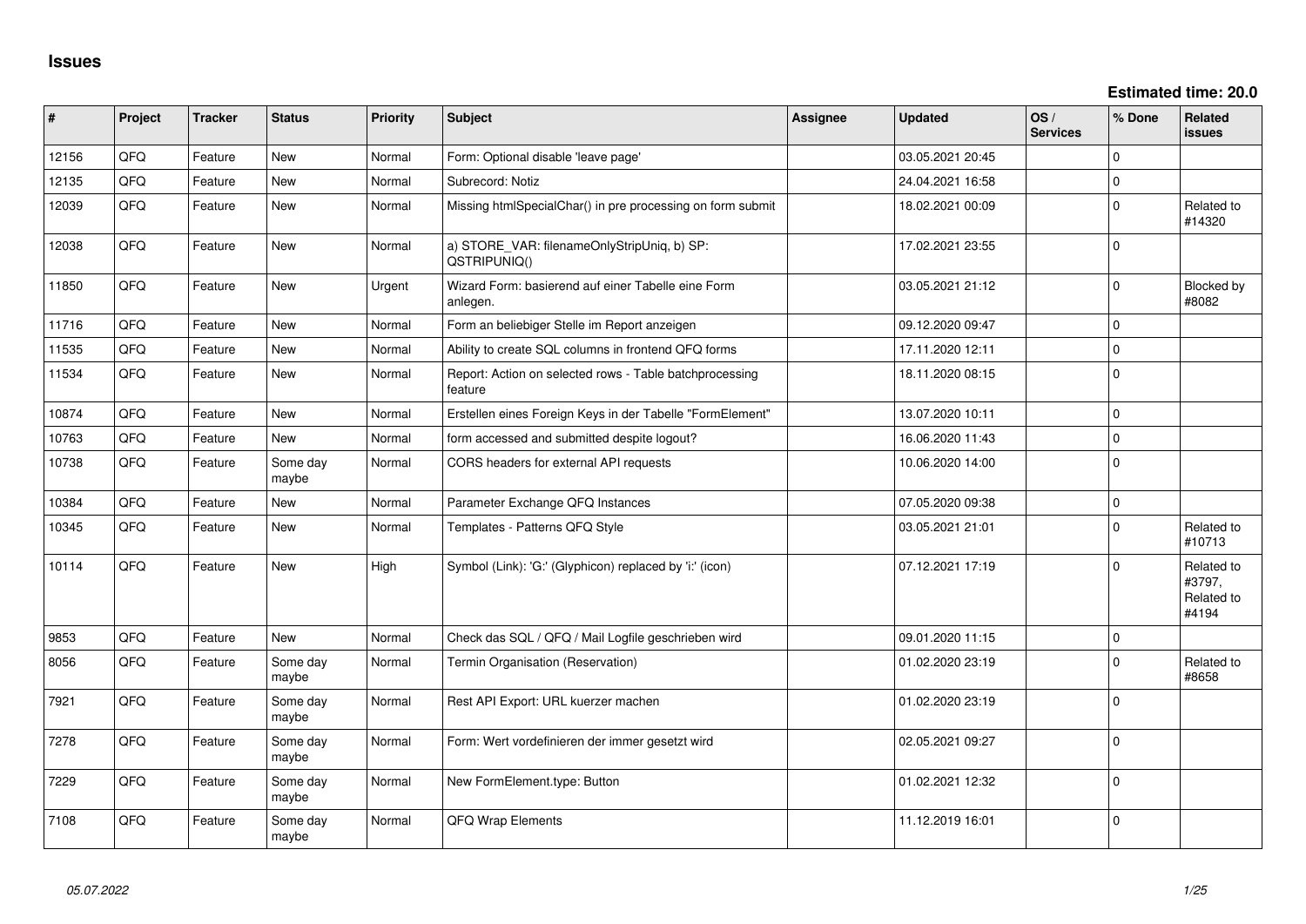# Issues

**Estimated time: 20.0**

| # | Project | Tracker | Status | Priority | Subject | Assignee | Updated | OS / Services | % Done | Related issues |
|---|---|---|---|---|---|---|---|---|---|---|
| 12156 | QFQ | Feature | New | Normal | Form: Optional disable 'leave page' | | 03.05.2021 20:45 | | 0 | |
| 12135 | QFQ | Feature | New | Normal | Subrecord: Notiz | | 24.04.2021 16:58 | | 0 | |
| 12039 | QFQ | Feature | New | Normal | Missing htmlSpecialChar() in pre processing on form submit | | 18.02.2021 00:09 | | 0 | Related to #14320 |
| 12038 | QFQ | Feature | New | Normal | a) STORE_VAR: filenameOnlyStripUniq, b) SP: QSTRIPUNIQ() | | 17.02.2021 23:55 | | 0 | |
| 11850 | QFQ | Feature | New | Urgent | Wizard Form: basierend auf einer Tabelle eine Form anlegen. | | 03.05.2021 21:12 | | 0 | Blocked by #8082 |
| 11716 | QFQ | Feature | New | Normal | Form an beliebiger Stelle im Report anzeigen | | 09.12.2020 09:47 | | 0 | |
| 11535 | QFQ | Feature | New | Normal | Ability to create SQL columns in frontend QFQ forms | | 17.11.2020 12:11 | | 0 | |
| 11534 | QFQ | Feature | New | Normal | Report: Action on selected rows - Table batchprocessing feature | | 18.11.2020 08:15 | | 0 | |
| 10874 | QFQ | Feature | New | Normal | Erstellen eines Foreign Keys in der Tabelle "FormElement" | | 13.07.2020 10:11 | | 0 | |
| 10763 | QFQ | Feature | New | Normal | form accessed and submitted despite logout? | | 16.06.2020 11:43 | | 0 | |
| 10738 | QFQ | Feature | Some day maybe | Normal | CORS headers for external API requests | | 10.06.2020 14:00 | | 0 | |
| 10384 | QFQ | Feature | New | Normal | Parameter Exchange QFQ Instances | | 07.05.2020 09:38 | | 0 | |
| 10345 | QFQ | Feature | New | Normal | Templates - Patterns QFQ Style | | 03.05.2021 21:01 | | 0 | Related to #10713 |
| 10114 | QFQ | Feature | New | High | Symbol (Link): 'G:' (Glyphicon) replaced by 'i:' (icon) | | 07.12.2021 17:19 | | 0 | Related to #3797, Related to #4194 |
| 9853 | QFQ | Feature | New | Normal | Check das SQL / QFQ / Mail Logfile geschrieben wird | | 09.01.2020 11:15 | | 0 | |
| 8056 | QFQ | Feature | Some day maybe | Normal | Termin Organisation (Reservation) | | 01.02.2020 23:19 | | 0 | Related to #8658 |
| 7921 | QFQ | Feature | Some day maybe | Normal | Rest API Export: URL kuerzer machen | | 01.02.2020 23:19 | | 0 | |
| 7278 | QFQ | Feature | Some day maybe | Normal | Form: Wert vordefinieren der immer gesetzt wird | | 02.05.2021 09:27 | | 0 | |
| 7229 | QFQ | Feature | Some day maybe | Normal | New FormElement.type: Button | | 01.02.2021 12:32 | | 0 | |
| 7108 | QFQ | Feature | Some day maybe | Normal | QFQ Wrap Elements | | 11.12.2019 16:01 | | 0 | |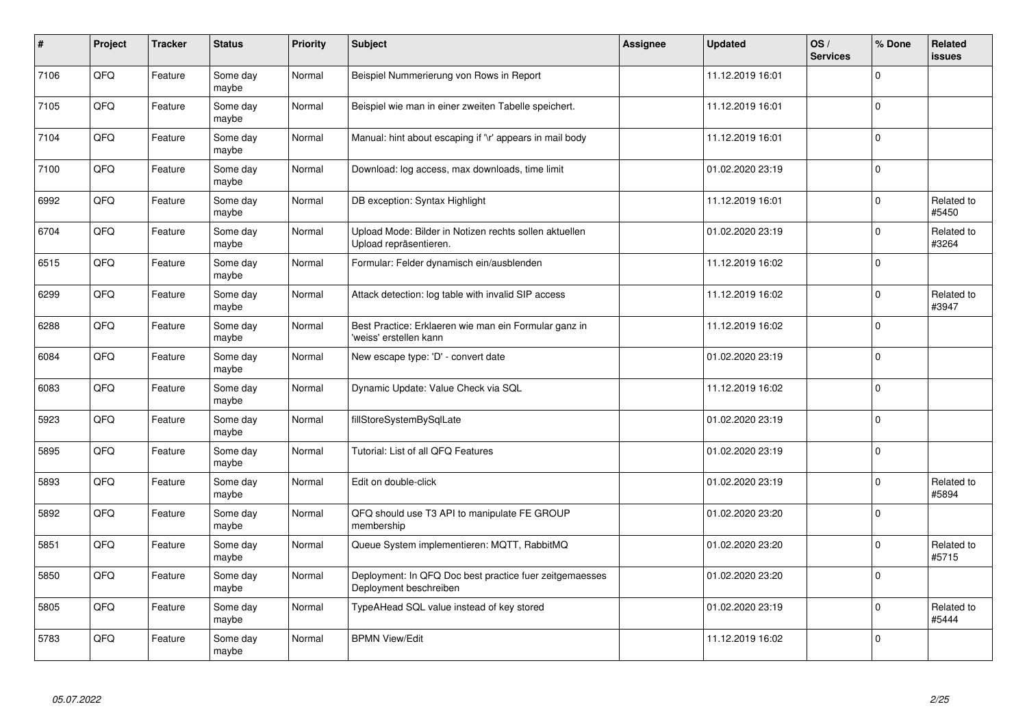| # | Project | Tracker | Status | Priority | Subject | Assignee | Updated | OS / Services | % Done | Related issues |
|---|---|---|---|---|---|---|---|---|---|---|
| 7106 | QFQ | Feature | Some day maybe | Normal | Beispiel Nummerierung von Rows in Report | | 11.12.2019 16:01 | | 0 | |
| 7105 | QFQ | Feature | Some day maybe | Normal | Beispiel wie man in einer zweiten Tabelle speichert. | | 11.12.2019 16:01 | | 0 | |
| 7104 | QFQ | Feature | Some day maybe | Normal | Manual: hint about escaping if '\r' appears in mail body | | 11.12.2019 16:01 | | 0 | |
| 7100 | QFQ | Feature | Some day maybe | Normal | Download: log access, max downloads, time limit | | 01.02.2020 23:19 | | 0 | |
| 6992 | QFQ | Feature | Some day maybe | Normal | DB exception: Syntax Highlight | | 11.12.2019 16:01 | | 0 | Related to #5450 |
| 6704 | QFQ | Feature | Some day maybe | Normal | Upload Mode: Bilder in Notizen rechts sollen aktuellen Upload repräsentieren. | | 01.02.2020 23:19 | | 0 | Related to #3264 |
| 6515 | QFQ | Feature | Some day maybe | Normal | Formular: Felder dynamisch ein/ausblenden | | 11.12.2019 16:02 | | 0 | |
| 6299 | QFQ | Feature | Some day maybe | Normal | Attack detection: log table with invalid SIP access | | 11.12.2019 16:02 | | 0 | Related to #3947 |
| 6288 | QFQ | Feature | Some day maybe | Normal | Best Practice: Erklaeren wie man ein Formular ganz in 'weiss' erstellen kann | | 11.12.2019 16:02 | | 0 | |
| 6084 | QFQ | Feature | Some day maybe | Normal | New escape type: 'D' - convert date | | 01.02.2020 23:19 | | 0 | |
| 6083 | QFQ | Feature | Some day maybe | Normal | Dynamic Update: Value Check via SQL | | 11.12.2019 16:02 | | 0 | |
| 5923 | QFQ | Feature | Some day maybe | Normal | fillStoreSystemBySqlLate | | 01.02.2020 23:19 | | 0 | |
| 5895 | QFQ | Feature | Some day maybe | Normal | Tutorial: List of all QFQ Features | | 01.02.2020 23:19 | | 0 | |
| 5893 | QFQ | Feature | Some day maybe | Normal | Edit on double-click | | 01.02.2020 23:19 | | 0 | Related to #5894 |
| 5892 | QFQ | Feature | Some day maybe | Normal | QFQ should use T3 API to manipulate FE GROUP membership | | 01.02.2020 23:20 | | 0 | |
| 5851 | QFQ | Feature | Some day maybe | Normal | Queue System implementieren: MQTT, RabbitMQ | | 01.02.2020 23:20 | | 0 | Related to #5715 |
| 5850 | QFQ | Feature | Some day maybe | Normal | Deployment: In QFQ Doc best practice fuer zeitgemaesses Deployment beschreiben | | 01.02.2020 23:20 | | 0 | |
| 5805 | QFQ | Feature | Some day maybe | Normal | TypeAHead SQL value instead of key stored | | 01.02.2020 23:19 | | 0 | Related to #5444 |
| 5783 | QFQ | Feature | Some day maybe | Normal | BPMN View/Edit | | 11.12.2019 16:02 | | 0 | |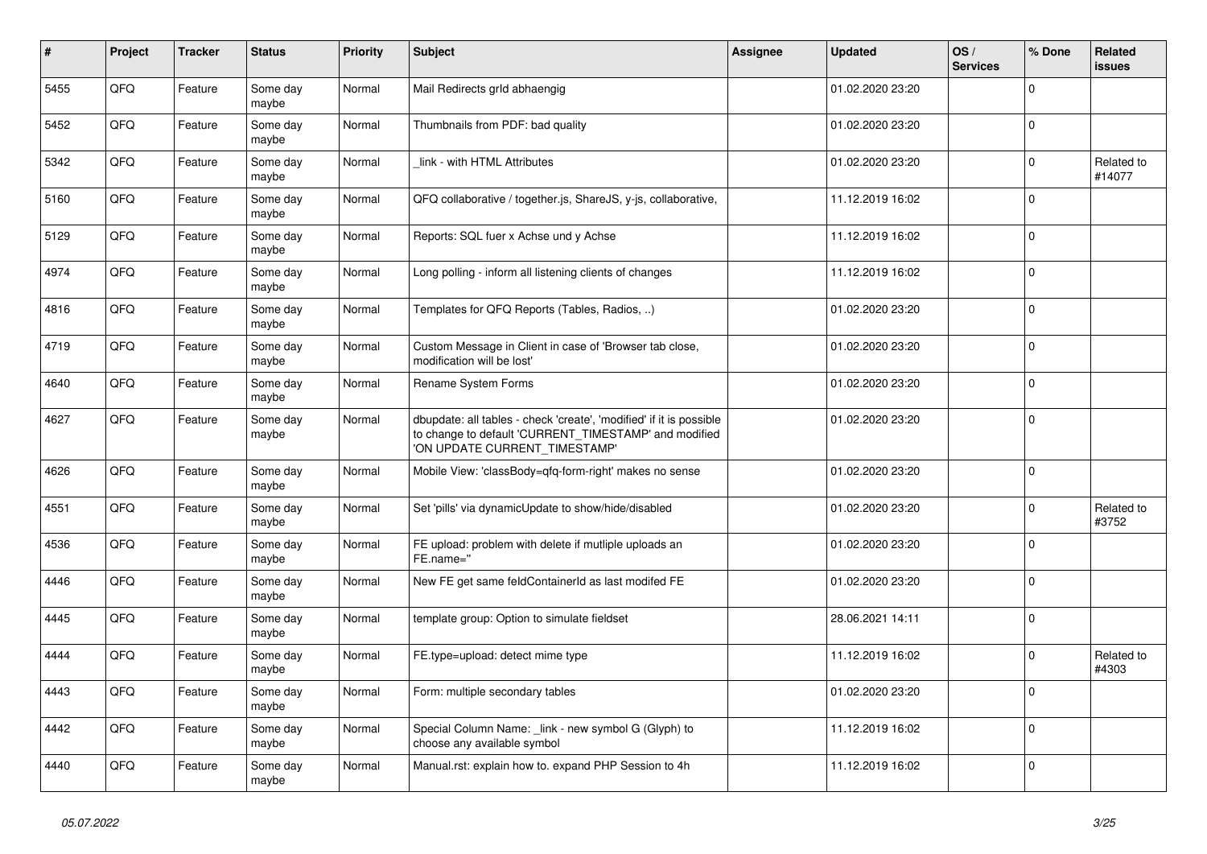| # | Project | Tracker | Status | Priority | Subject | Assignee | Updated | OS / Services | % Done | Related issues |
|---|---|---|---|---|---|---|---|---|---|---|
| 5455 | QFQ | Feature | Some day maybe | Normal | Mail Redirects grId abhaengig | | 01.02.2020 23:20 | | 0 | |
| 5452 | QFQ | Feature | Some day maybe | Normal | Thumbnails from PDF: bad quality | | 01.02.2020 23:20 | | 0 | |
| 5342 | QFQ | Feature | Some day maybe | Normal | _link - with HTML Attributes | | 01.02.2020 23:20 | | 0 | Related to #14077 |
| 5160 | QFQ | Feature | Some day maybe | Normal | QFQ collaborative / together.js, ShareJS, y-js, collaborative, | | 11.12.2019 16:02 | | 0 | |
| 5129 | QFQ | Feature | Some day maybe | Normal | Reports: SQL fuer x Achse und y Achse | | 11.12.2019 16:02 | | 0 | |
| 4974 | QFQ | Feature | Some day maybe | Normal | Long polling - inform all listening clients of changes | | 11.12.2019 16:02 | | 0 | |
| 4816 | QFQ | Feature | Some day maybe | Normal | Templates for QFQ Reports (Tables, Radios, ..) | | 01.02.2020 23:20 | | 0 | |
| 4719 | QFQ | Feature | Some day maybe | Normal | Custom Message in Client in case of 'Browser tab close, modification will be lost' | | 01.02.2020 23:20 | | 0 | |
| 4640 | QFQ | Feature | Some day maybe | Normal | Rename System Forms | | 01.02.2020 23:20 | | 0 | |
| 4627 | QFQ | Feature | Some day maybe | Normal | dbupdate: all tables - check 'create', 'modified' if it is possible to change to default 'CURRENT_TIMESTAMP' and modified 'ON UPDATE CURRENT_TIMESTAMP' | | 01.02.2020 23:20 | | 0 | |
| 4626 | QFQ | Feature | Some day maybe | Normal | Mobile View: 'classBody=qfq-form-right' makes no sense | | 01.02.2020 23:20 | | 0 | |
| 4551 | QFQ | Feature | Some day maybe | Normal | Set 'pills' via dynamicUpdate to show/hide/disabled | | 01.02.2020 23:20 | | 0 | Related to #3752 |
| 4536 | QFQ | Feature | Some day maybe | Normal | FE upload: problem with delete if mutliple uploads an FE.name=" | | 01.02.2020 23:20 | | 0 | |
| 4446 | QFQ | Feature | Some day maybe | Normal | New FE get same feldContainerId as last modifed FE | | 01.02.2020 23:20 | | 0 | |
| 4445 | QFQ | Feature | Some day maybe | Normal | template group: Option to simulate fieldset | | 28.06.2021 14:11 | | 0 | |
| 4444 | QFQ | Feature | Some day maybe | Normal | FE.type=upload: detect mime type | | 11.12.2019 16:02 | | 0 | Related to #4303 |
| 4443 | QFQ | Feature | Some day maybe | Normal | Form: multiple secondary tables | | 01.02.2020 23:20 | | 0 | |
| 4442 | QFQ | Feature | Some day maybe | Normal | Special Column Name: _link - new symbol G (Glyph) to choose any available symbol | | 11.12.2019 16:02 | | 0 | |
| 4440 | QFQ | Feature | Some day maybe | Normal | Manual.rst: explain how to. expand PHP Session to 4h | | 11.12.2019 16:02 | | 0 | |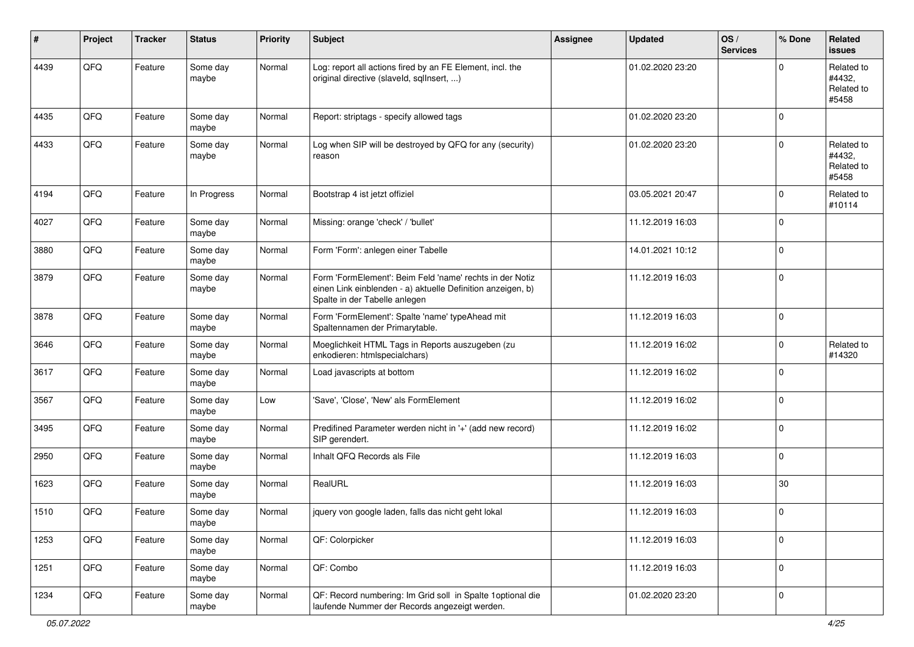| # | Project | Tracker | Status | Priority | Subject | Assignee | Updated | OS / Services | % Done | Related issues |
|---|---|---|---|---|---|---|---|---|---|---|
| 4439 | QFQ | Feature | Some day maybe | Normal | Log: report all actions fired by an FE Element, incl. the original directive (slaveId, sqlInsert, ...) | | 01.02.2020 23:20 | | 0 | Related to #4432, Related to #5458 |
| 4435 | QFQ | Feature | Some day maybe | Normal | Report: striptags - specify allowed tags | | 01.02.2020 23:20 | | 0 | |
| 4433 | QFQ | Feature | Some day maybe | Normal | Log when SIP will be destroyed by QFQ for any (security) reason | | 01.02.2020 23:20 | | 0 | Related to #4432, Related to #5458 |
| 4194 | QFQ | Feature | In Progress | Normal | Bootstrap 4 ist jetzt offiziel | | 03.05.2021 20:47 | | 0 | Related to #10114 |
| 4027 | QFQ | Feature | Some day maybe | Normal | Missing: orange 'check' / 'bullet' | | 11.12.2019 16:03 | | 0 | |
| 3880 | QFQ | Feature | Some day maybe | Normal | Form 'Form': anlegen einer Tabelle | | 14.01.2021 10:12 | | 0 | |
| 3879 | QFQ | Feature | Some day maybe | Normal | Form 'FormElement': Beim Feld 'name' rechts in der Notiz einen Link einblenden - a) aktuelle Definition anzeigen, b) Spalte in der Tabelle anlegen | | 11.12.2019 16:03 | | 0 | |
| 3878 | QFQ | Feature | Some day maybe | Normal | Form 'FormElement': Spalte 'name' typeAhead mit Spaltennamen der Primarytable. | | 11.12.2019 16:03 | | 0 | |
| 3646 | QFQ | Feature | Some day maybe | Normal | Moeglichkeit HTML Tags in Reports auszugeben (zu enkodieren: htmlspecialchars) | | 11.12.2019 16:02 | | 0 | Related to #14320 |
| 3617 | QFQ | Feature | Some day maybe | Normal | Load javascripts at bottom | | 11.12.2019 16:02 | | 0 | |
| 3567 | QFQ | Feature | Some day maybe | Low | 'Save', 'Close', 'New' als FormElement | | 11.12.2019 16:02 | | 0 | |
| 3495 | QFQ | Feature | Some day maybe | Normal | Predifined Parameter werden nicht in '+' (add new record) SIP gerendert. | | 11.12.2019 16:02 | | 0 | |
| 2950 | QFQ | Feature | Some day maybe | Normal | Inhalt QFQ Records als File | | 11.12.2019 16:03 | | 0 | |
| 1623 | QFQ | Feature | Some day maybe | Normal | RealURL | | 11.12.2019 16:03 | | 30 | |
| 1510 | QFQ | Feature | Some day maybe | Normal | jquery von google laden, falls das nicht geht lokal | | 11.12.2019 16:03 | | 0 | |
| 1253 | QFQ | Feature | Some day maybe | Normal | QF: Colorpicker | | 11.12.2019 16:03 | | 0 | |
| 1251 | QFQ | Feature | Some day maybe | Normal | QF: Combo | | 11.12.2019 16:03 | | 0 | |
| 1234 | QFQ | Feature | Some day maybe | Normal | QF: Record numbering: Im Grid soll in Spalte 1optional die laufende Nummer der Records angezeigt werden. | | 01.02.2020 23:20 | | 0 | |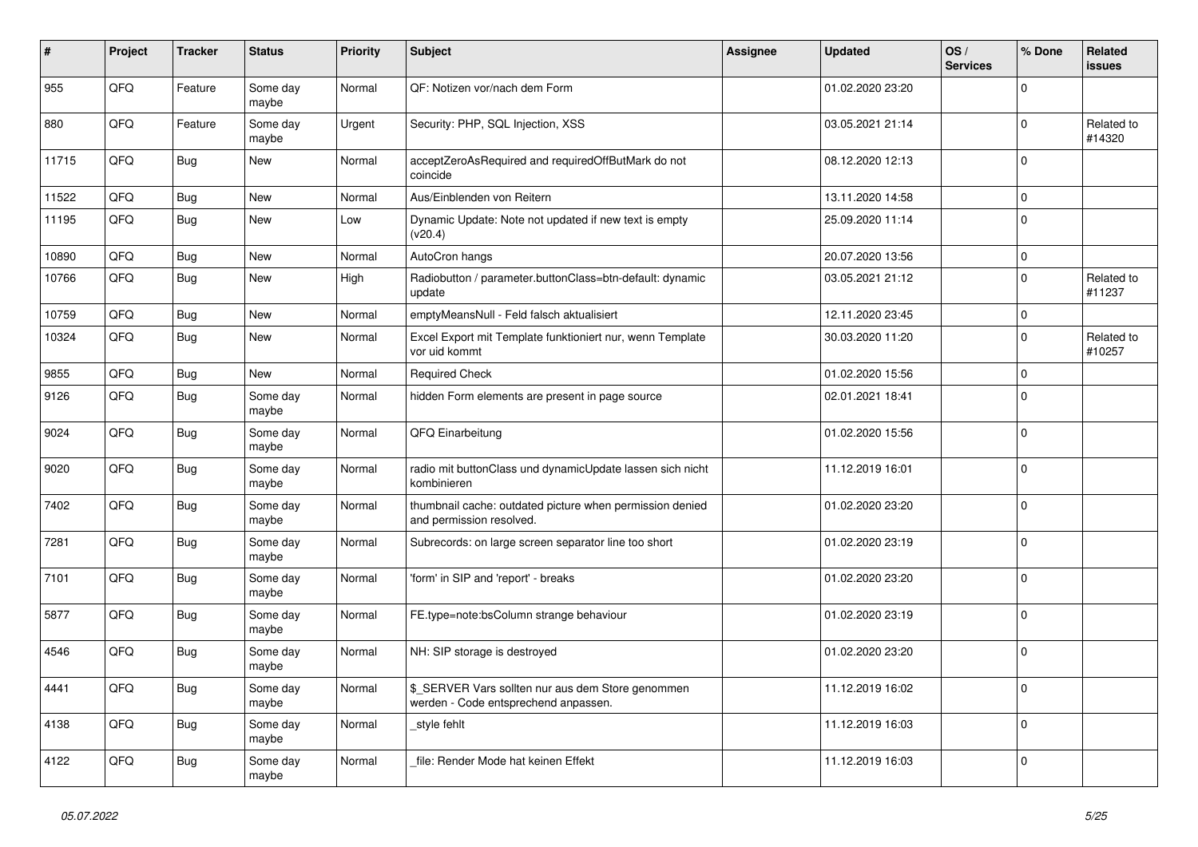| # | Project | Tracker | Status | Priority | Subject | Assignee | Updated | OS / Services | % Done | Related issues |
|---|---|---|---|---|---|---|---|---|---|---|
| 955 | QFQ | Feature | Some day maybe | Normal | QF: Notizen vor/nach dem Form | | 01.02.2020 23:20 | | 0 | |
| 880 | QFQ | Feature | Some day maybe | Urgent | Security: PHP, SQL Injection, XSS | | 03.05.2021 21:14 | | 0 | Related to #14320 |
| 11715 | QFQ | Bug | New | Normal | acceptZeroAsRequired and requiredOffButMark do not coincide | | 08.12.2020 12:13 | | 0 | |
| 11522 | QFQ | Bug | New | Normal | Aus/Einblenden von Reitern | | 13.11.2020 14:58 | | 0 | |
| 11195 | QFQ | Bug | New | Low | Dynamic Update: Note not updated if new text is empty (v20.4) | | 25.09.2020 11:14 | | 0 | |
| 10890 | QFQ | Bug | New | Normal | AutoCron hangs | | 20.07.2020 13:56 | | 0 | |
| 10766 | QFQ | Bug | New | High | Radiobutton / parameter.buttonClass=btn-default: dynamic update | | 03.05.2021 21:12 | | 0 | Related to #11237 |
| 10759 | QFQ | Bug | New | Normal | emptyMeansNull - Feld falsch aktualisiert | | 12.11.2020 23:45 | | 0 | |
| 10324 | QFQ | Bug | New | Normal | Excel Export mit Template funktioniert nur, wenn Template vor uid kommt | | 30.03.2020 11:20 | | 0 | Related to #10257 |
| 9855 | QFQ | Bug | New | Normal | Required Check | | 01.02.2020 15:56 | | 0 | |
| 9126 | QFQ | Bug | Some day maybe | Normal | hidden Form elements are present in page source | | 02.01.2021 18:41 | | 0 | |
| 9024 | QFQ | Bug | Some day maybe | Normal | QFQ Einarbeitung | | 01.02.2020 15:56 | | 0 | |
| 9020 | QFQ | Bug | Some day maybe | Normal | radio mit buttonClass und dynamicUpdate lassen sich nicht kombinieren | | 11.12.2019 16:01 | | 0 | |
| 7402 | QFQ | Bug | Some day maybe | Normal | thumbnail cache: outdated picture when permission denied and permission resolved. | | 01.02.2020 23:20 | | 0 | |
| 7281 | QFQ | Bug | Some day maybe | Normal | Subrecords: on large screen separator line too short | | 01.02.2020 23:19 | | 0 | |
| 7101 | QFQ | Bug | Some day maybe | Normal | 'form' in SIP and 'report' - breaks | | 01.02.2020 23:20 | | 0 | |
| 5877 | QFQ | Bug | Some day maybe | Normal | FE.type=note:bsColumn strange behaviour | | 01.02.2020 23:19 | | 0 | |
| 4546 | QFQ | Bug | Some day maybe | Normal | NH: SIP storage is destroyed | | 01.02.2020 23:20 | | 0 | |
| 4441 | QFQ | Bug | Some day maybe | Normal | $_SERVER Vars sollten nur aus dem Store genommen werden - Code entsprechend anpassen. | | 11.12.2019 16:02 | | 0 | |
| 4138 | QFQ | Bug | Some day maybe | Normal | _style fehlt | | 11.12.2019 16:03 | | 0 | |
| 4122 | QFQ | Bug | Some day maybe | Normal | _file: Render Mode hat keinen Effekt | | 11.12.2019 16:03 | | 0 | |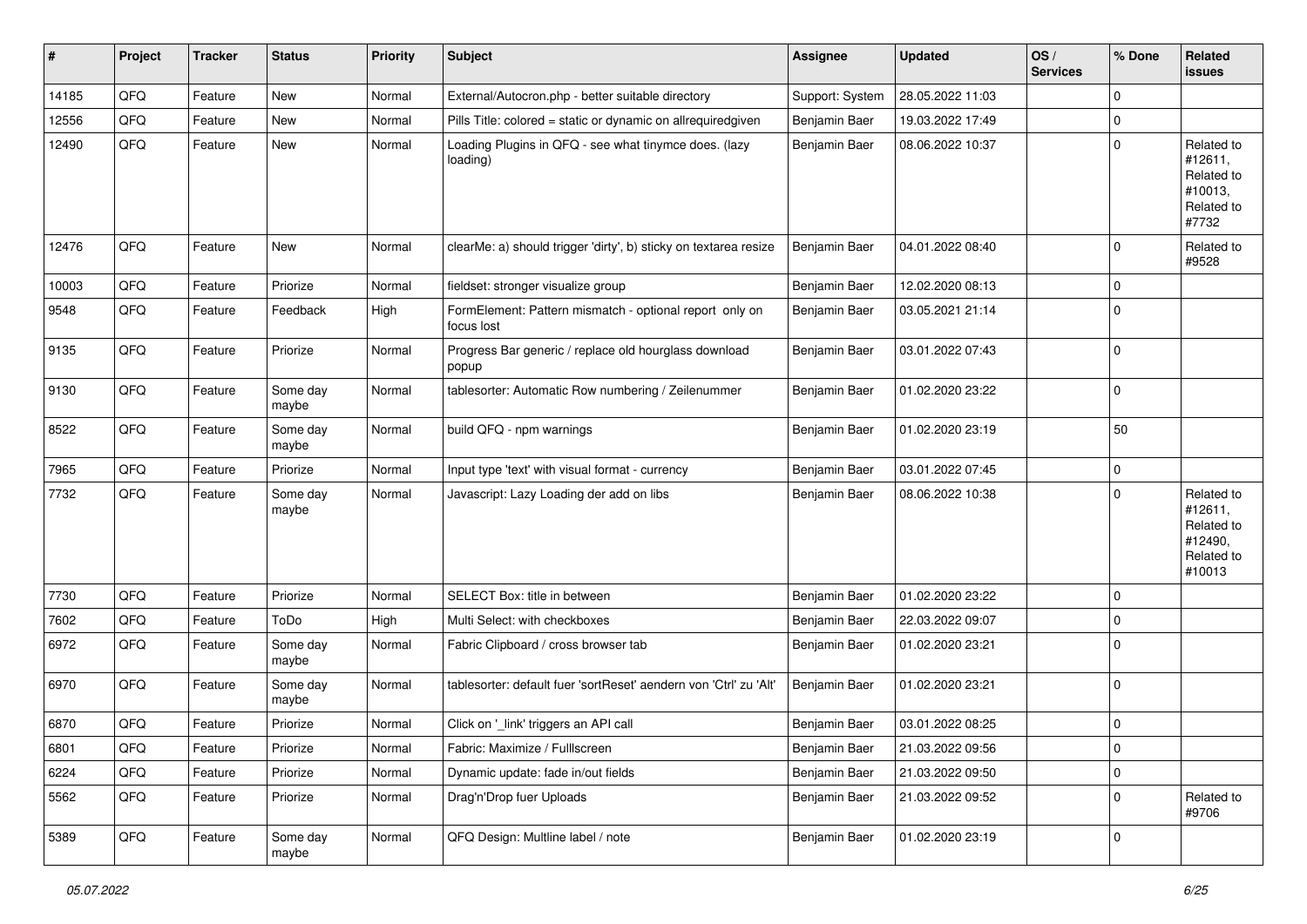| # | Project | Tracker | Status | Priority | Subject | Assignee | Updated | OS / Services | % Done | Related issues |
|---|---|---|---|---|---|---|---|---|---|---|
| 14185 | QFQ | Feature | New | Normal | External/Autocron.php - better suitable directory | Support: System | 28.05.2022 11:03 | | 0 | |
| 12556 | QFQ | Feature | New | Normal | Pills Title: colored = static or dynamic on allrequiredgiven | Benjamin Baer | 19.03.2022 17:49 | | 0 | |
| 12490 | QFQ | Feature | New | Normal | Loading Plugins in QFQ - see what tinymce does. (lazy loading) | Benjamin Baer | 08.06.2022 10:37 | | 0 | Related to #12611, Related to #10013, Related to #7732 |
| 12476 | QFQ | Feature | New | Normal | clearMe: a) should trigger 'dirty', b) sticky on textarea resize | Benjamin Baer | 04.01.2022 08:40 | | 0 | Related to #9528 |
| 10003 | QFQ | Feature | Priorize | Normal | fieldset: stronger visualize group | Benjamin Baer | 12.02.2020 08:13 | | 0 | |
| 9548 | QFQ | Feature | Feedback | High | FormElement: Pattern mismatch - optional report only on focus lost | Benjamin Baer | 03.05.2021 21:14 | | 0 | |
| 9135 | QFQ | Feature | Priorize | Normal | Progress Bar generic / replace old hourglass download popup | Benjamin Baer | 03.01.2022 07:43 | | 0 | |
| 9130 | QFQ | Feature | Some day maybe | Normal | tablesorter: Automatic Row numbering / Zeilenummer | Benjamin Baer | 01.02.2020 23:22 | | 0 | |
| 8522 | QFQ | Feature | Some day maybe | Normal | build QFQ - npm warnings | Benjamin Baer | 01.02.2020 23:19 | | 50 | |
| 7965 | QFQ | Feature | Priorize | Normal | Input type 'text' with visual format - currency | Benjamin Baer | 03.01.2022 07:45 | | 0 | |
| 7732 | QFQ | Feature | Some day maybe | Normal | Javascript: Lazy Loading der add on libs | Benjamin Baer | 08.06.2022 10:38 | | 0 | Related to #12611, Related to #12490, Related to #10013 |
| 7730 | QFQ | Feature | Priorize | Normal | SELECT Box: title in between | Benjamin Baer | 01.02.2020 23:22 | | 0 | |
| 7602 | QFQ | Feature | ToDo | High | Multi Select: with checkboxes | Benjamin Baer | 22.03.2022 09:07 | | 0 | |
| 6972 | QFQ | Feature | Some day maybe | Normal | Fabric Clipboard / cross browser tab | Benjamin Baer | 01.02.2020 23:21 | | 0 | |
| 6970 | QFQ | Feature | Some day maybe | Normal | tablesorter: default fuer 'sortReset' aendern von 'Ctrl' zu 'Alt' | Benjamin Baer | 01.02.2020 23:21 | | 0 | |
| 6870 | QFQ | Feature | Priorize | Normal | Click on '_link' triggers an API call | Benjamin Baer | 03.01.2022 08:25 | | 0 | |
| 6801 | QFQ | Feature | Priorize | Normal | Fabric: Maximize / Fulllscreen | Benjamin Baer | 21.03.2022 09:56 | | 0 | |
| 6224 | QFQ | Feature | Priorize | Normal | Dynamic update: fade in/out fields | Benjamin Baer | 21.03.2022 09:50 | | 0 | |
| 5562 | QFQ | Feature | Priorize | Normal | Drag'n'Drop fuer Uploads | Benjamin Baer | 21.03.2022 09:52 | | 0 | Related to #9706 |
| 5389 | QFQ | Feature | Some day maybe | Normal | QFQ Design: Multline label / note | Benjamin Baer | 01.02.2020 23:19 | | 0 | |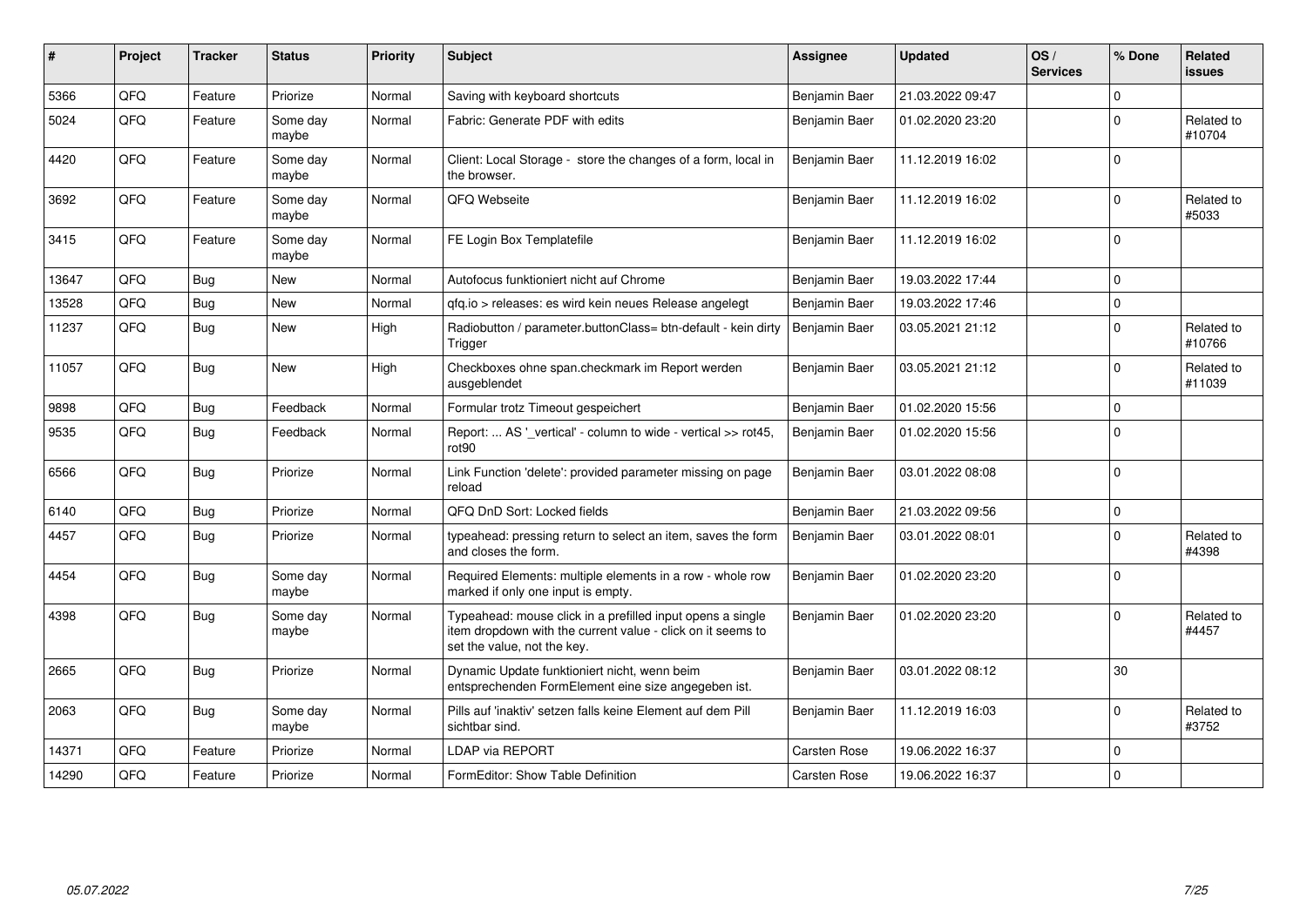| # | Project | Tracker | Status | Priority | Subject | Assignee | Updated | OS / Services | % Done | Related issues |
|---|---|---|---|---|---|---|---|---|---|---|
| 5366 | QFQ | Feature | Priorize | Normal | Saving with keyboard shortcuts | Benjamin Baer | 21.03.2022 09:47 | | 0 | |
| 5024 | QFQ | Feature | Some day maybe | Normal | Fabric: Generate PDF with edits | Benjamin Baer | 01.02.2020 23:20 | | 0 | Related to #10704 |
| 4420 | QFQ | Feature | Some day maybe | Normal | Client: Local Storage - store the changes of a form, local in the browser. | Benjamin Baer | 11.12.2019 16:02 | | 0 | |
| 3692 | QFQ | Feature | Some day maybe | Normal | QFQ Webseite | Benjamin Baer | 11.12.2019 16:02 | | 0 | Related to #5033 |
| 3415 | QFQ | Feature | Some day maybe | Normal | FE Login Box Templatefile | Benjamin Baer | 11.12.2019 16:02 | | 0 | |
| 13647 | QFQ | Bug | New | Normal | Autofocus funktioniert nicht auf Chrome | Benjamin Baer | 19.03.2022 17:44 | | 0 | |
| 13528 | QFQ | Bug | New | Normal | qfq.io > releases: es wird kein neues Release angelegt | Benjamin Baer | 19.03.2022 17:46 | | 0 | |
| 11237 | QFQ | Bug | New | High | Radiobutton / parameter.buttonClass= btn-default - kein dirty Trigger | Benjamin Baer | 03.05.2021 21:12 | | 0 | Related to #10766 |
| 11057 | QFQ | Bug | New | High | Checkboxes ohne span.checkmark im Report werden ausgeblendet | Benjamin Baer | 03.05.2021 21:12 | | 0 | Related to #11039 |
| 9898 | QFQ | Bug | Feedback | Normal | Formular trotz Timeout gespeichert | Benjamin Baer | 01.02.2020 15:56 | | 0 | |
| 9535 | QFQ | Bug | Feedback | Normal | Report: ... AS '_vertical' - column to wide - vertical >> rot45, rot90 | Benjamin Baer | 01.02.2020 15:56 | | 0 | |
| 6566 | QFQ | Bug | Priorize | Normal | Link Function 'delete': provided parameter missing on page reload | Benjamin Baer | 03.01.2022 08:08 | | 0 | |
| 6140 | QFQ | Bug | Priorize | Normal | QFQ DnD Sort: Locked fields | Benjamin Baer | 21.03.2022 09:56 | | 0 | |
| 4457 | QFQ | Bug | Priorize | Normal | typeahead: pressing return to select an item, saves the form and closes the form. | Benjamin Baer | 03.01.2022 08:01 | | 0 | Related to #4398 |
| 4454 | QFQ | Bug | Some day maybe | Normal | Required Elements: multiple elements in a row - whole row marked if only one input is empty. | Benjamin Baer | 01.02.2020 23:20 | | 0 | |
| 4398 | QFQ | Bug | Some day maybe | Normal | Typeahead: mouse click in a prefilled input opens a single item dropdown with the current value - click on it seems to set the value, not the key. | Benjamin Baer | 01.02.2020 23:20 | | 0 | Related to #4457 |
| 2665 | QFQ | Bug | Priorize | Normal | Dynamic Update funktioniert nicht, wenn beim entsprechenden FormElement eine size angegeben ist. | Benjamin Baer | 03.01.2022 08:12 | | 30 | |
| 2063 | QFQ | Bug | Some day maybe | Normal | Pills auf 'inaktiv' setzen falls keine Element auf dem Pill sichtbar sind. | Benjamin Baer | 11.12.2019 16:03 | | 0 | Related to #3752 |
| 14371 | QFQ | Feature | Priorize | Normal | LDAP via REPORT | Carsten Rose | 19.06.2022 16:37 | | 0 | |
| 14290 | QFQ | Feature | Priorize | Normal | FormEditor: Show Table Definition | Carsten Rose | 19.06.2022 16:37 | | 0 | |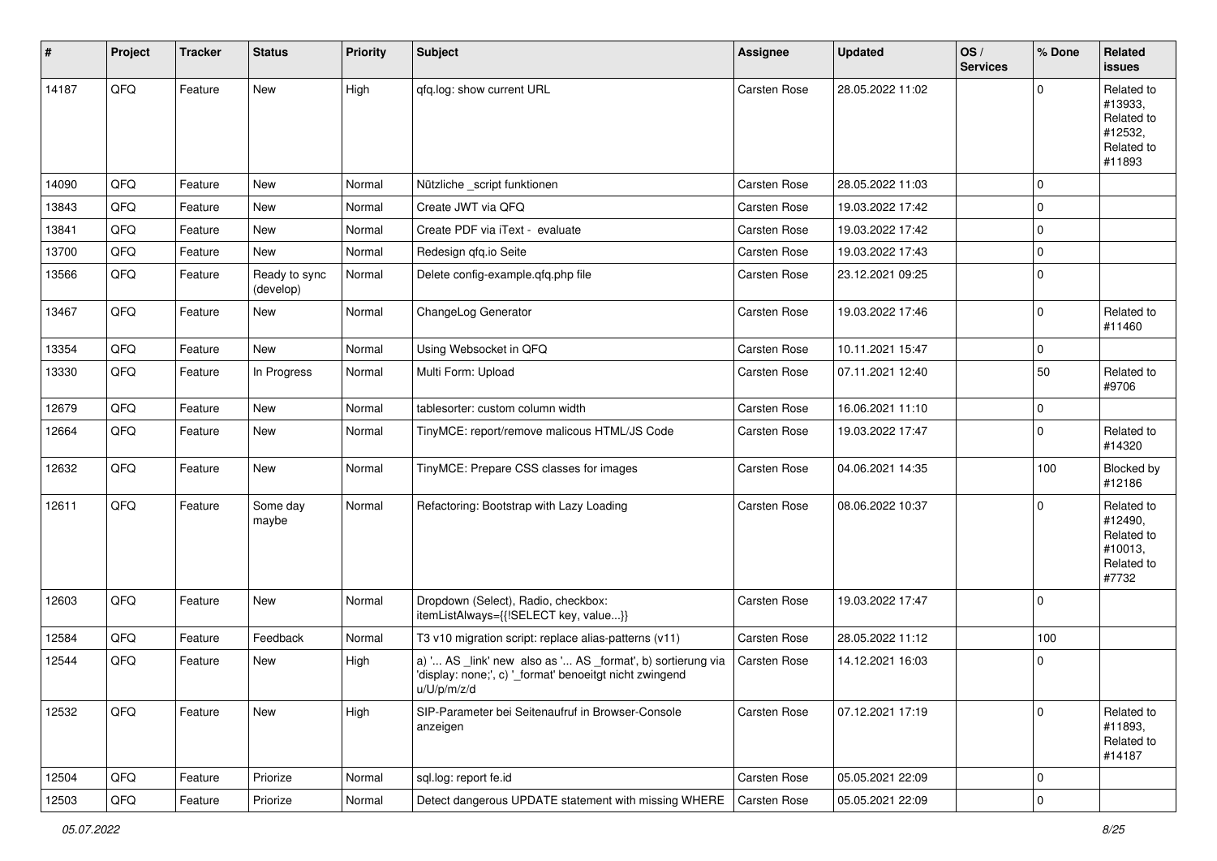| # | Project | Tracker | Status | Priority | Subject | Assignee | Updated | OS / Services | % Done | Related issues |
|---|---|---|---|---|---|---|---|---|---|---|
| 14187 | QFQ | Feature | New | High | qfq.log: show current URL | Carsten Rose | 28.05.2022 11:02 | | 0 | Related to #13933, Related to #12532, Related to #11893 |
| 14090 | QFQ | Feature | New | Normal | Nützliche _script funktionen | Carsten Rose | 28.05.2022 11:03 | | 0 | |
| 13843 | QFQ | Feature | New | Normal | Create JWT via QFQ | Carsten Rose | 19.03.2022 17:42 | | 0 | |
| 13841 | QFQ | Feature | New | Normal | Create PDF via iText - evaluate | Carsten Rose | 19.03.2022 17:42 | | 0 | |
| 13700 | QFQ | Feature | New | Normal | Redesign qfq.io Seite | Carsten Rose | 19.03.2022 17:43 | | 0 | |
| 13566 | QFQ | Feature | Ready to sync (develop) | Normal | Delete config-example.qfq.php file | Carsten Rose | 23.12.2021 09:25 | | 0 | |
| 13467 | QFQ | Feature | New | Normal | ChangeLog Generator | Carsten Rose | 19.03.2022 17:46 | | 0 | Related to #11460 |
| 13354 | QFQ | Feature | New | Normal | Using Websocket in QFQ | Carsten Rose | 10.11.2021 15:47 | | 0 | |
| 13330 | QFQ | Feature | In Progress | Normal | Multi Form: Upload | Carsten Rose | 07.11.2021 12:40 | | 50 | Related to #9706 |
| 12679 | QFQ | Feature | New | Normal | tablesorter: custom column width | Carsten Rose | 16.06.2021 11:10 | | 0 | |
| 12664 | QFQ | Feature | New | Normal | TinyMCE: report/remove malicous HTML/JS Code | Carsten Rose | 19.03.2022 17:47 | | 0 | Related to #14320 |
| 12632 | QFQ | Feature | New | Normal | TinyMCE: Prepare CSS classes for images | Carsten Rose | 04.06.2021 14:35 | | 100 | Blocked by #12186 |
| 12611 | QFQ | Feature | Some day maybe | Normal | Refactoring: Bootstrap with Lazy Loading | Carsten Rose | 08.06.2022 10:37 | | 0 | Related to #12490, Related to #10013, Related to #7732 |
| 12603 | QFQ | Feature | New | Normal | Dropdown (Select), Radio, checkbox: itemListAlways={{!SELECT key, value...}} | Carsten Rose | 19.03.2022 17:47 | | 0 | |
| 12584 | QFQ | Feature | Feedback | Normal | T3 v10 migration script: replace alias-patterns (v11) | Carsten Rose | 28.05.2022 11:12 | | 100 | |
| 12544 | QFQ | Feature | New | High | a) '... AS _link' new also as '... AS _format', b) sortierung via 'display: none;', c) '_format' benoeitgt nicht zwingend u/U/p/m/z/d | Carsten Rose | 14.12.2021 16:03 | | 0 | |
| 12532 | QFQ | Feature | New | High | SIP-Parameter bei Seitenaufruf in Browser-Console anzeigen | Carsten Rose | 07.12.2021 17:19 | | 0 | Related to #11893, Related to #14187 |
| 12504 | QFQ | Feature | Priorize | Normal | sql.log: report fe.id | Carsten Rose | 05.05.2021 22:09 | | 0 | |
| 12503 | QFQ | Feature | Priorize | Normal | Detect dangerous UPDATE statement with missing WHERE | Carsten Rose | 05.05.2021 22:09 | | 0 | |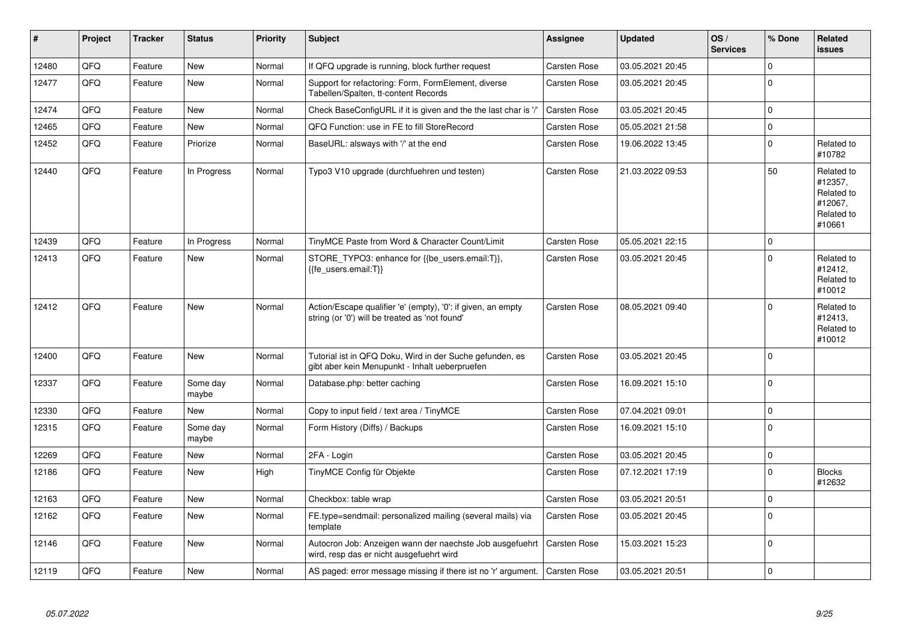| # | Project | Tracker | Status | Priority | Subject | Assignee | Updated | OS / Services | % Done | Related issues |
|---|---|---|---|---|---|---|---|---|---|---|
| 12480 | QFQ | Feature | New | Normal | If QFQ upgrade is running, block further request | Carsten Rose | 03.05.2021 20:45 | | 0 | |
| 12477 | QFQ | Feature | New | Normal | Support for refactoring: Form, FormElement, diverse Tabellen/Spalten, tt-content Records | Carsten Rose | 03.05.2021 20:45 | | 0 | |
| 12474 | QFQ | Feature | New | Normal | Check BaseConfigURL if it is given and the the last char is '/' | Carsten Rose | 03.05.2021 20:45 | | 0 | |
| 12465 | QFQ | Feature | New | Normal | QFQ Function: use in FE to fill StoreRecord | Carsten Rose | 05.05.2021 21:58 | | 0 | |
| 12452 | QFQ | Feature | Priorize | Normal | BaseURL: alsways with '/' at the end | Carsten Rose | 19.06.2022 13:45 | | 0 | Related to #10782 |
| 12440 | QFQ | Feature | In Progress | Normal | Typo3 V10 upgrade (durchfuehren und testen) | Carsten Rose | 21.03.2022 09:53 | | 50 | Related to #12357, Related to #12067, Related to #10661 |
| 12439 | QFQ | Feature | In Progress | Normal | TinyMCE Paste from Word & Character Count/Limit | Carsten Rose | 05.05.2021 22:15 | | 0 | |
| 12413 | QFQ | Feature | New | Normal | STORE_TYPO3: enhance for {{be_users.email:T}}, {{fe_users.email:T}} | Carsten Rose | 03.05.2021 20:45 | | 0 | Related to #12412, Related to #10012 |
| 12412 | QFQ | Feature | New | Normal | Action/Escape qualifier 'e' (empty), '0': if given, an empty string (or '0') will be treated as 'not found' | Carsten Rose | 08.05.2021 09:40 | | 0 | Related to #12413, Related to #10012 |
| 12400 | QFQ | Feature | New | Normal | Tutorial ist in QFQ Doku, Wird in der Suche gefunden, es gibt aber kein Menupunkt - Inhalt ueberpruefen | Carsten Rose | 03.05.2021 20:45 | | 0 | |
| 12337 | QFQ | Feature | Some day maybe | Normal | Database.php: better caching | Carsten Rose | 16.09.2021 15:10 | | 0 | |
| 12330 | QFQ | Feature | New | Normal | Copy to input field / text area / TinyMCE | Carsten Rose | 07.04.2021 09:01 | | 0 | |
| 12315 | QFQ | Feature | Some day maybe | Normal | Form History (Diffs) / Backups | Carsten Rose | 16.09.2021 15:10 | | 0 | |
| 12269 | QFQ | Feature | New | Normal | 2FA - Login | Carsten Rose | 03.05.2021 20:45 | | 0 | |
| 12186 | QFQ | Feature | New | High | TinyMCE Config für Objekte | Carsten Rose | 07.12.2021 17:19 | | 0 | Blocks #12632 |
| 12163 | QFQ | Feature | New | Normal | Checkbox: table wrap | Carsten Rose | 03.05.2021 20:51 | | 0 | |
| 12162 | QFQ | Feature | New | Normal | FE.type=sendmail: personalized mailing (several mails) via template | Carsten Rose | 03.05.2021 20:45 | | 0 | |
| 12146 | QFQ | Feature | New | Normal | Autocron Job: Anzeigen wann der naechste Job ausgefuehrt wird, resp das er nicht ausgefuehrt wird | Carsten Rose | 15.03.2021 15:23 | | 0 | |
| 12119 | QFQ | Feature | New | Normal | AS paged: error message missing if there ist no 'r' argument. | Carsten Rose | 03.05.2021 20:51 | | 0 | |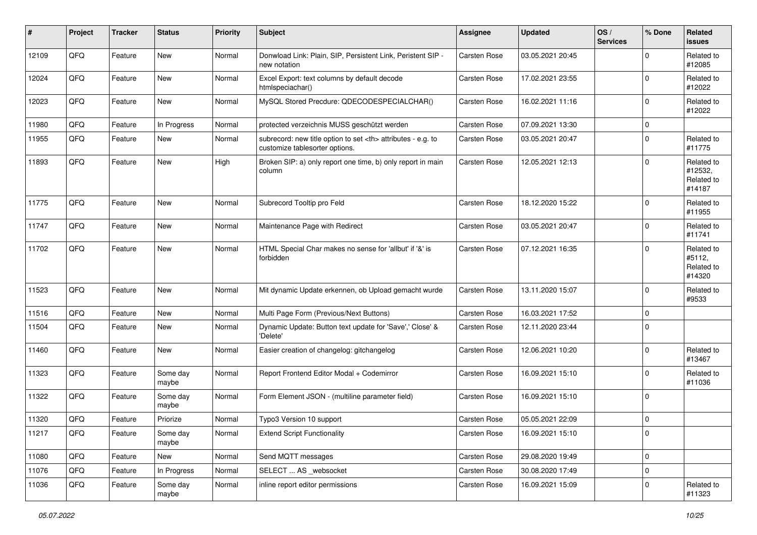| # | Project | Tracker | Status | Priority | Subject | Assignee | Updated | OS / Services | % Done | Related issues |
|---|---|---|---|---|---|---|---|---|---|---|
| 12109 | QFQ | Feature | New | Normal | Donwload Link: Plain, SIP, Persistent Link, Peristent SIP - new notation | Carsten Rose | 03.05.2021 20:45 | | 0 | Related to #12085 |
| 12024 | QFQ | Feature | New | Normal | Excel Export: text columns by default decode htmlspeciachar() | Carsten Rose | 17.02.2021 23:55 | | 0 | Related to #12022 |
| 12023 | QFQ | Feature | New | Normal | MySQL Stored Precdure: QDECODESPECIALCHAR() | Carsten Rose | 16.02.2021 11:16 | | 0 | Related to #12022 |
| 11980 | QFQ | Feature | In Progress | Normal | protected verzeichnis MUSS geschützt werden | Carsten Rose | 07.09.2021 13:30 | | 0 | |
| 11955 | QFQ | Feature | New | Normal | subrecord: new title option to set <th> attributes - e.g. to customize tablesorter options. | Carsten Rose | 03.05.2021 20:47 | | 0 | Related to #11775 |
| 11893 | QFQ | Feature | New | High | Broken SIP: a) only report one time, b) only report in main column | Carsten Rose | 12.05.2021 12:13 | | 0 | Related to #12532, Related to #14187 |
| 11775 | QFQ | Feature | New | Normal | Subrecord Tooltip pro Feld | Carsten Rose | 18.12.2020 15:22 | | 0 | Related to #11955 |
| 11747 | QFQ | Feature | New | Normal | Maintenance Page with Redirect | Carsten Rose | 03.05.2021 20:47 | | 0 | Related to #11741 |
| 11702 | QFQ | Feature | New | Normal | HTML Special Char makes no sense for 'allbut' if '&' is forbidden | Carsten Rose | 07.12.2021 16:35 | | 0 | Related to #5112, Related to #14320 |
| 11523 | QFQ | Feature | New | Normal | Mit dynamic Update erkennen, ob Upload gemacht wurde | Carsten Rose | 13.11.2020 15:07 | | 0 | Related to #9533 |
| 11516 | QFQ | Feature | New | Normal | Multi Page Form (Previous/Next Buttons) | Carsten Rose | 16.03.2021 17:52 | | 0 | |
| 11504 | QFQ | Feature | New | Normal | Dynamic Update: Button text update for 'Save',' Close' & 'Delete' | Carsten Rose | 12.11.2020 23:44 | | 0 | |
| 11460 | QFQ | Feature | New | Normal | Easier creation of changelog: gitchangelog | Carsten Rose | 12.06.2021 10:20 | | 0 | Related to #13467 |
| 11323 | QFQ | Feature | Some day maybe | Normal | Report Frontend Editor Modal + Codemirror | Carsten Rose | 16.09.2021 15:10 | | 0 | Related to #11036 |
| 11322 | QFQ | Feature | Some day maybe | Normal | Form Element JSON - (multiline parameter field) | Carsten Rose | 16.09.2021 15:10 | | 0 | |
| 11320 | QFQ | Feature | Priorize | Normal | Typo3 Version 10 support | Carsten Rose | 05.05.2021 22:09 | | 0 | |
| 11217 | QFQ | Feature | Some day maybe | Normal | Extend Script Functionality | Carsten Rose | 16.09.2021 15:10 | | 0 | |
| 11080 | QFQ | Feature | New | Normal | Send MQTT messages | Carsten Rose | 29.08.2020 19:49 | | 0 | |
| 11076 | QFQ | Feature | In Progress | Normal | SELECT ... AS _websocket | Carsten Rose | 30.08.2020 17:49 | | 0 | |
| 11036 | QFQ | Feature | Some day maybe | Normal | inline report editor permissions | Carsten Rose | 16.09.2021 15:09 | | 0 | Related to #11323 |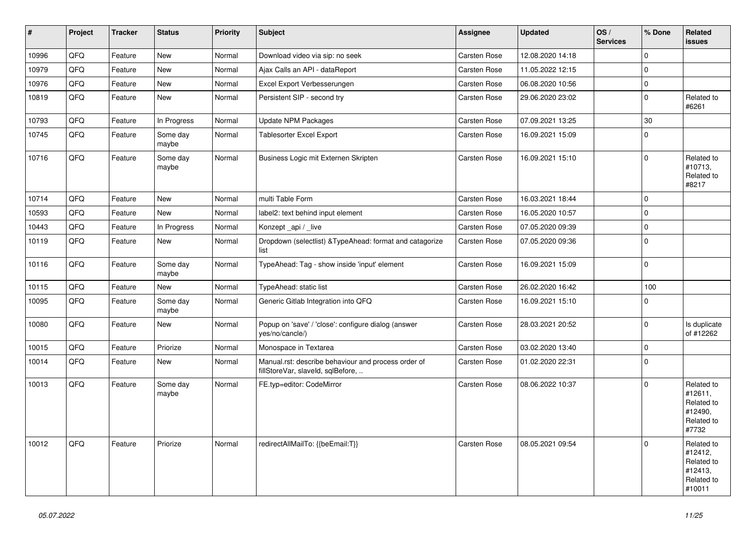| # | Project | Tracker | Status | Priority | Subject | Assignee | Updated | OS / Services | % Done | Related issues |
|---|---|---|---|---|---|---|---|---|---|---|
| 10996 | QFQ | Feature | New | Normal | Download video via sip: no seek | Carsten Rose | 12.08.2020 14:18 | | 0 | |
| 10979 | QFQ | Feature | New | Normal | Ajax Calls an API - dataReport | Carsten Rose | 11.05.2022 12:15 | | 0 | |
| 10976 | QFQ | Feature | New | Normal | Excel Export Verbesserungen | Carsten Rose | 06.08.2020 10:56 | | 0 | |
| 10819 | QFQ | Feature | New | Normal | Persistent SIP - second try | Carsten Rose | 29.06.2020 23:02 | | 0 | Related to #6261 |
| 10793 | QFQ | Feature | In Progress | Normal | Update NPM Packages | Carsten Rose | 07.09.2021 13:25 | | 30 | |
| 10745 | QFQ | Feature | Some day maybe | Normal | Tablesorter Excel Export | Carsten Rose | 16.09.2021 15:09 | | 0 | |
| 10716 | QFQ | Feature | Some day maybe | Normal | Business Logic mit Externen Skripten | Carsten Rose | 16.09.2021 15:10 | | 0 | Related to #10713, Related to #8217 |
| 10714 | QFQ | Feature | New | Normal | multi Table Form | Carsten Rose | 16.03.2021 18:44 | | 0 | |
| 10593 | QFQ | Feature | New | Normal | label2: text behind input element | Carsten Rose | 16.05.2020 10:57 | | 0 | |
| 10443 | QFQ | Feature | In Progress | Normal | Konzept _api / _live | Carsten Rose | 07.05.2020 09:39 | | 0 | |
| 10119 | QFQ | Feature | New | Normal | Dropdown (selectlist) &TypeAhead: format and catagorize list | Carsten Rose | 07.05.2020 09:36 | | 0 | |
| 10116 | QFQ | Feature | Some day maybe | Normal | TypeAhead: Tag - show inside 'input' element | Carsten Rose | 16.09.2021 15:09 | | 0 | |
| 10115 | QFQ | Feature | New | Normal | TypeAhead: static list | Carsten Rose | 26.02.2020 16:42 | | 100 | |
| 10095 | QFQ | Feature | Some day maybe | Normal | Generic Gitlab Integration into QFQ | Carsten Rose | 16.09.2021 15:10 | | 0 | |
| 10080 | QFQ | Feature | New | Normal | Popup on 'save' / 'close': configure dialog (answer yes/no/cancle/) | Carsten Rose | 28.03.2021 20:52 | | 0 | Is duplicate of #12262 |
| 10015 | QFQ | Feature | Priorize | Normal | Monospace in Textarea | Carsten Rose | 03.02.2020 13:40 | | 0 | |
| 10014 | QFQ | Feature | New | Normal | Manual.rst: describe behaviour and process order of fillStoreVar, slaveId, sqlBefore, .. | Carsten Rose | 01.02.2020 22:31 | | 0 | |
| 10013 | QFQ | Feature | Some day maybe | Normal | FE.typ=editor: CodeMirror | Carsten Rose | 08.06.2022 10:37 | | 0 | Related to #12611, Related to #12490, Related to #7732 |
| 10012 | QFQ | Feature | Priorize | Normal | redirectAllMailTo: {{beEmail:T}} | Carsten Rose | 08.05.2021 09:54 | | 0 | Related to #12412, Related to #12413, Related to #10011 |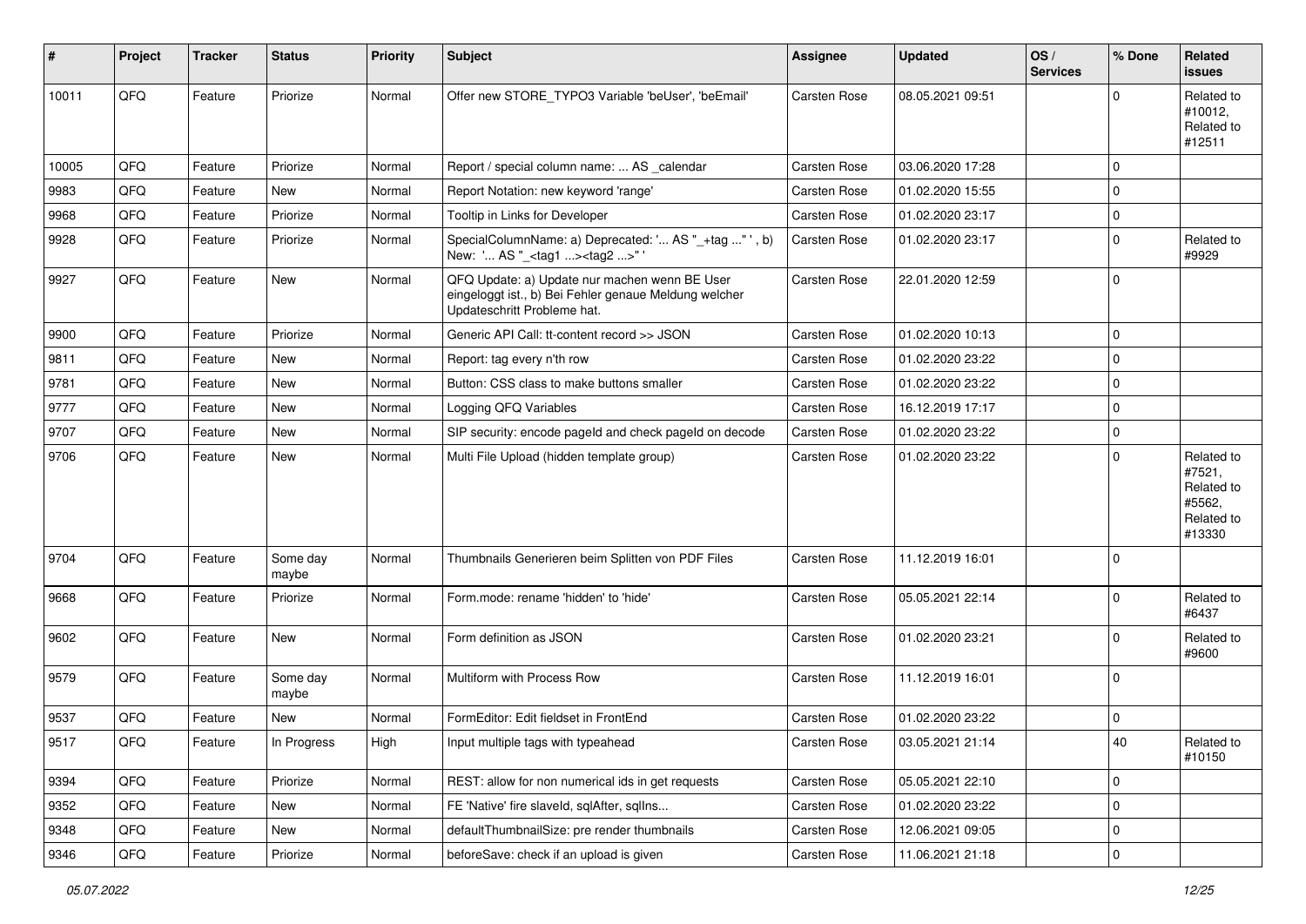| # | Project | Tracker | Status | Priority | Subject | Assignee | Updated | OS / Services | % Done | Related issues |
|---|---|---|---|---|---|---|---|---|---|---|
| 10011 | QFQ | Feature | Priorize | Normal | Offer new STORE_TYPO3 Variable 'beUser', 'beEmail' | Carsten Rose | 08.05.2021 09:51 | | 0 | Related to #10012, Related to #12511 |
| 10005 | QFQ | Feature | Priorize | Normal | Report / special column name: ... AS _calendar | Carsten Rose | 03.06.2020 17:28 | | 0 | |
| 9983 | QFQ | Feature | New | Normal | Report Notation: new keyword 'range' | Carsten Rose | 01.02.2020 15:55 | | 0 | |
| 9968 | QFQ | Feature | Priorize | Normal | Tooltip in Links for Developer | Carsten Rose | 01.02.2020 23:17 | | 0 | |
| 9928 | QFQ | Feature | Priorize | Normal | SpecialColumnName: a) Deprecated: '... AS "_+tag ..." ', b) New: '... AS "_<tag1 ...><tag2 ...>" ' | Carsten Rose | 01.02.2020 23:17 | | 0 | Related to #9929 |
| 9927 | QFQ | Feature | New | Normal | QFQ Update: a) Update nur machen wenn BE User eingeloggt ist., b) Bei Fehler genaue Meldung welcher Updateschritt Probleme hat. | Carsten Rose | 22.01.2020 12:59 | | 0 | |
| 9900 | QFQ | Feature | Priorize | Normal | Generic API Call: tt-content record >> JSON | Carsten Rose | 01.02.2020 10:13 | | 0 | |
| 9811 | QFQ | Feature | New | Normal | Report: tag every n'th row | Carsten Rose | 01.02.2020 23:22 | | 0 | |
| 9781 | QFQ | Feature | New | Normal | Button: CSS class to make buttons smaller | Carsten Rose | 01.02.2020 23:22 | | 0 | |
| 9777 | QFQ | Feature | New | Normal | Logging QFQ Variables | Carsten Rose | 16.12.2019 17:17 | | 0 | |
| 9707 | QFQ | Feature | New | Normal | SIP security: encode pageId and check pageId on decode | Carsten Rose | 01.02.2020 23:22 | | 0 | |
| 9706 | QFQ | Feature | New | Normal | Multi File Upload (hidden template group) | Carsten Rose | 01.02.2020 23:22 | | 0 | Related to #7521, Related to #5562, Related to #13330 |
| 9704 | QFQ | Feature | Some day maybe | Normal | Thumbnails Generieren beim Splitten von PDF Files | Carsten Rose | 11.12.2019 16:01 | | 0 | |
| 9668 | QFQ | Feature | Priorize | Normal | Form.mode: rename 'hidden' to 'hide' | Carsten Rose | 05.05.2021 22:14 | | 0 | Related to #6437 |
| 9602 | QFQ | Feature | New | Normal | Form definition as JSON | Carsten Rose | 01.02.2020 23:21 | | 0 | Related to #9600 |
| 9579 | QFQ | Feature | Some day maybe | Normal | Multiform with Process Row | Carsten Rose | 11.12.2019 16:01 | | 0 | |
| 9537 | QFQ | Feature | New | Normal | FormEditor: Edit fieldset in FrontEnd | Carsten Rose | 01.02.2020 23:22 | | 0 | |
| 9517 | QFQ | Feature | In Progress | High | Input multiple tags with typeahead | Carsten Rose | 03.05.2021 21:14 | | 40 | Related to #10150 |
| 9394 | QFQ | Feature | Priorize | Normal | REST: allow for non numerical ids in get requests | Carsten Rose | 05.05.2021 22:10 | | 0 | |
| 9352 | QFQ | Feature | New | Normal | FE 'Native' fire slaveId, sqlAfter, sqlIns... | Carsten Rose | 01.02.2020 23:22 | | 0 | |
| 9348 | QFQ | Feature | New | Normal | defaultThumbnailSize: pre render thumbnails | Carsten Rose | 12.06.2021 09:05 | | 0 | |
| 9346 | QFQ | Feature | Priorize | Normal | beforeSave: check if an upload is given | Carsten Rose | 11.06.2021 21:18 | | 0 | |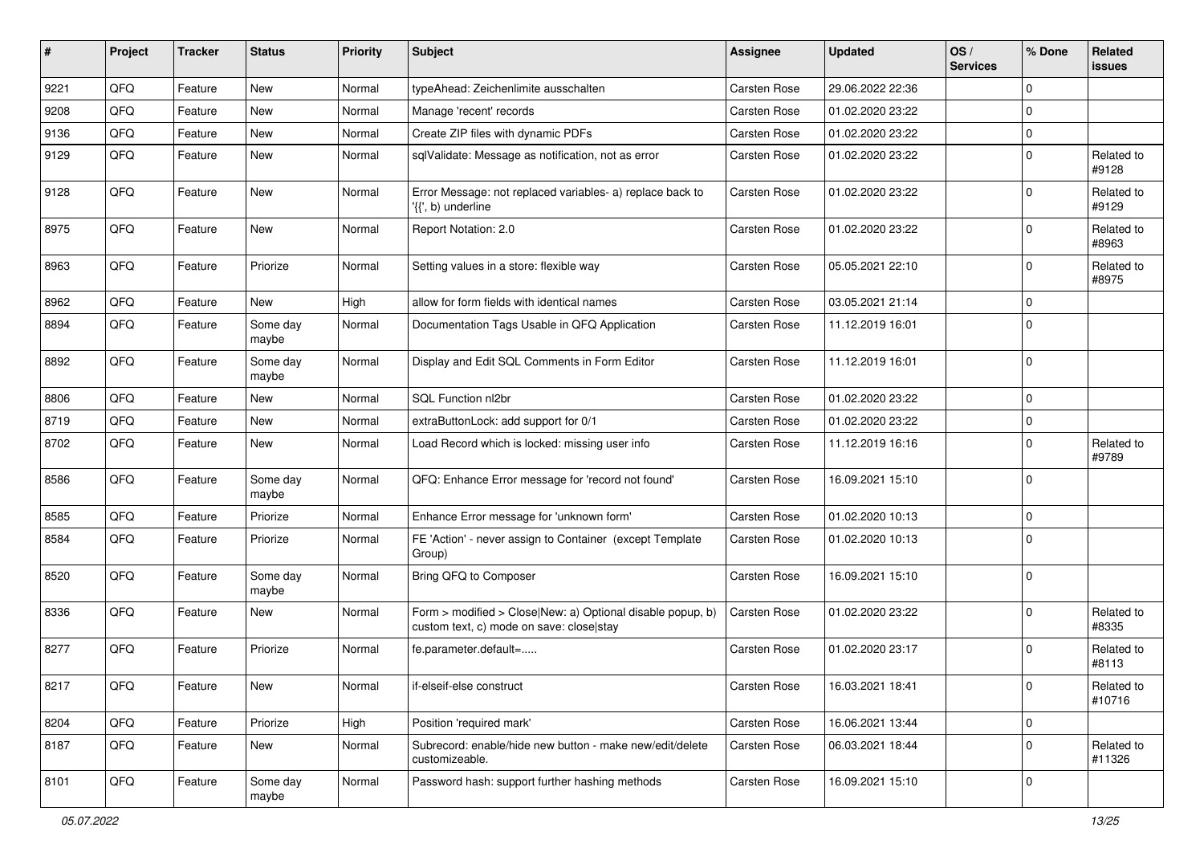| # | Project | Tracker | Status | Priority | Subject | Assignee | Updated | OS / Services | % Done | Related issues |
|---|---|---|---|---|---|---|---|---|---|---|
| 9221 | QFQ | Feature | New | Normal | typeAhead: Zeichenlimite ausschalten | Carsten Rose | 29.06.2022 22:36 | | 0 | |
| 9208 | QFQ | Feature | New | Normal | Manage 'recent' records | Carsten Rose | 01.02.2020 23:22 | | 0 | |
| 9136 | QFQ | Feature | New | Normal | Create ZIP files with dynamic PDFs | Carsten Rose | 01.02.2020 23:22 | | 0 | |
| 9129 | QFQ | Feature | New | Normal | sqlValidate: Message as notification, not as error | Carsten Rose | 01.02.2020 23:22 | | 0 | Related to #9128 |
| 9128 | QFQ | Feature | New | Normal | Error Message: not replaced variables- a) replace back to '{{', b) underline | Carsten Rose | 01.02.2020 23:22 | | 0 | Related to #9129 |
| 8975 | QFQ | Feature | New | Normal | Report Notation: 2.0 | Carsten Rose | 01.02.2020 23:22 | | 0 | Related to #8963 |
| 8963 | QFQ | Feature | Priorize | Normal | Setting values in a store: flexible way | Carsten Rose | 05.05.2021 22:10 | | 0 | Related to #8975 |
| 8962 | QFQ | Feature | New | High | allow for form fields with identical names | Carsten Rose | 03.05.2021 21:14 | | 0 | |
| 8894 | QFQ | Feature | Some day maybe | Normal | Documentation Tags Usable in QFQ Application | Carsten Rose | 11.12.2019 16:01 | | 0 | |
| 8892 | QFQ | Feature | Some day maybe | Normal | Display and Edit SQL Comments in Form Editor | Carsten Rose | 11.12.2019 16:01 | | 0 | |
| 8806 | QFQ | Feature | New | Normal | SQL Function nl2br | Carsten Rose | 01.02.2020 23:22 | | 0 | |
| 8719 | QFQ | Feature | New | Normal | extraButtonLock: add support for 0/1 | Carsten Rose | 01.02.2020 23:22 | | 0 | |
| 8702 | QFQ | Feature | New | Normal | Load Record which is locked: missing user info | Carsten Rose | 11.12.2019 16:16 | | 0 | Related to #9789 |
| 8586 | QFQ | Feature | Some day maybe | Normal | QFQ: Enhance Error message for 'record not found' | Carsten Rose | 16.09.2021 15:10 | | 0 | |
| 8585 | QFQ | Feature | Priorize | Normal | Enhance Error message for 'unknown form' | Carsten Rose | 01.02.2020 10:13 | | 0 | |
| 8584 | QFQ | Feature | Priorize | Normal | FE 'Action' - never assign to Container (except Template Group) | Carsten Rose | 01.02.2020 10:13 | | 0 | |
| 8520 | QFQ | Feature | Some day maybe | Normal | Bring QFQ to Composer | Carsten Rose | 16.09.2021 15:10 | | 0 | |
| 8336 | QFQ | Feature | New | Normal | Form > modified > Close\|New: a) Optional disable popup, b) custom text, c) mode on save: close\|stay | Carsten Rose | 01.02.2020 23:22 | | 0 | Related to #8335 |
| 8277 | QFQ | Feature | Priorize | Normal | fe.parameter.default=..... | Carsten Rose | 01.02.2020 23:17 | | 0 | Related to #8113 |
| 8217 | QFQ | Feature | New | Normal | if-elseif-else construct | Carsten Rose | 16.03.2021 18:41 | | 0 | Related to #10716 |
| 8204 | QFQ | Feature | Priorize | High | Position 'required mark' | Carsten Rose | 16.06.2021 13:44 | | 0 | |
| 8187 | QFQ | Feature | New | Normal | Subrecord: enable/hide new button - make new/edit/delete customizeable. | Carsten Rose | 06.03.2021 18:44 | | 0 | Related to #11326 |
| 8101 | QFQ | Feature | Some day maybe | Normal | Password hash: support further hashing methods | Carsten Rose | 16.09.2021 15:10 | | 0 | |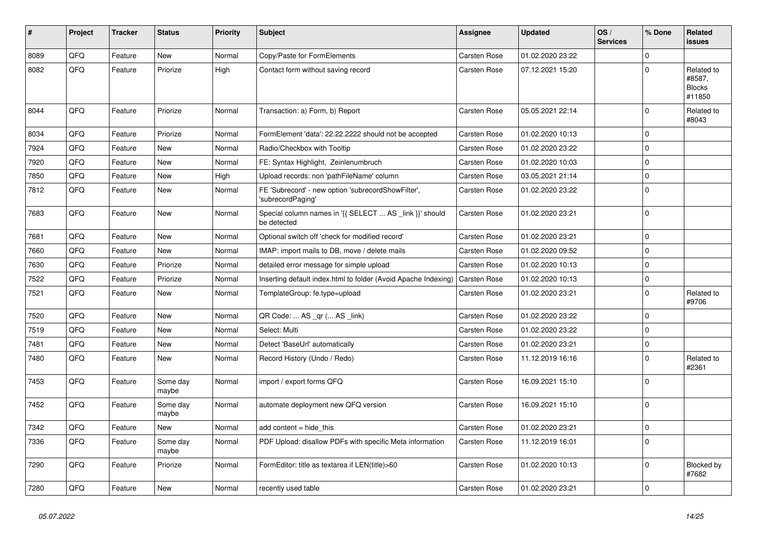| # | Project | Tracker | Status | Priority | Subject | Assignee | Updated | OS / Services | % Done | Related issues |
|---|---|---|---|---|---|---|---|---|---|---|
| 8089 | QFQ | Feature | New | Normal | Copy/Paste for FormElements | Carsten Rose | 01.02.2020 23:22 | | 0 | |
| 8082 | QFQ | Feature | Priorize | High | Contact form without saving record | Carsten Rose | 07.12.2021 15:20 | | 0 | Related to #8587, Blocks #11850 |
| 8044 | QFQ | Feature | Priorize | Normal | Transaction: a) Form, b) Report | Carsten Rose | 05.05.2021 22:14 | | 0 | Related to #8043 |
| 8034 | QFQ | Feature | Priorize | Normal | FormElement 'data': 22.22.2222 should not be accepted | Carsten Rose | 01.02.2020 10:13 | | 0 | |
| 7924 | QFQ | Feature | New | Normal | Radio/Checkbox with Tooltip | Carsten Rose | 01.02.2020 23:22 | | 0 | |
| 7920 | QFQ | Feature | New | Normal | FE: Syntax Highlight, Zeinlenumbruch | Carsten Rose | 01.02.2020 10:03 | | 0 | |
| 7850 | QFQ | Feature | New | High | Upload records: non 'pathFileName' column | Carsten Rose | 03.05.2021 21:14 | | 0 | |
| 7812 | QFQ | Feature | New | Normal | FE 'Subrecord' - new option 'subrecordShowFilter', 'subrecordPaging' | Carsten Rose | 01.02.2020 23:22 | | 0 | |
| 7683 | QFQ | Feature | New | Normal | Special column names in '{{ SELECT ... AS _link }}' should be detected | Carsten Rose | 01.02.2020 23:21 | | 0 | |
| 7681 | QFQ | Feature | New | Normal | Optional switch off 'check for modified record' | Carsten Rose | 01.02.2020 23:21 | | 0 | |
| 7660 | QFQ | Feature | New | Normal | IMAP: import mails to DB, move / delete mails | Carsten Rose | 01.02.2020 09:52 | | 0 | |
| 7630 | QFQ | Feature | Priorize | Normal | detailed error message for simple upload | Carsten Rose | 01.02.2020 10:13 | | 0 | |
| 7522 | QFQ | Feature | Priorize | Normal | Inserting default index.html to folder (Avoid Apache Indexing) | Carsten Rose | 01.02.2020 10:13 | | 0 | |
| 7521 | QFQ | Feature | New | Normal | TemplateGroup: fe.type=upload | Carsten Rose | 01.02.2020 23:21 | | 0 | Related to #9706 |
| 7520 | QFQ | Feature | New | Normal | QR Code: ... AS _qr ( ... AS _link) | Carsten Rose | 01.02.2020 23:22 | | 0 | |
| 7519 | QFQ | Feature | New | Normal | Select: Multi | Carsten Rose | 01.02.2020 23:22 | | 0 | |
| 7481 | QFQ | Feature | New | Normal | Detect 'BaseUrl' automatically | Carsten Rose | 01.02.2020 23:21 | | 0 | |
| 7480 | QFQ | Feature | New | Normal | Record History (Undo / Redo) | Carsten Rose | 11.12.2019 16:16 | | 0 | Related to #2361 |
| 7453 | QFQ | Feature | Some day maybe | Normal | import / export forms QFQ | Carsten Rose | 16.09.2021 15:10 | | 0 | |
| 7452 | QFQ | Feature | Some day maybe | Normal | automate deployment new QFQ version | Carsten Rose | 16.09.2021 15:10 | | 0 | |
| 7342 | QFQ | Feature | New | Normal | add content = hide_this | Carsten Rose | 01.02.2020 23:21 | | 0 | |
| 7336 | QFQ | Feature | Some day maybe | Normal | PDF Upload: disallow PDFs with specific Meta information | Carsten Rose | 11.12.2019 16:01 | | 0 | |
| 7290 | QFQ | Feature | Priorize | Normal | FormEditor: title as textarea if LEN(title)>60 | Carsten Rose | 01.02.2020 10:13 | | 0 | Blocked by #7682 |
| 7280 | QFQ | Feature | New | Normal | recently used table | Carsten Rose | 01.02.2020 23:21 | | 0 | |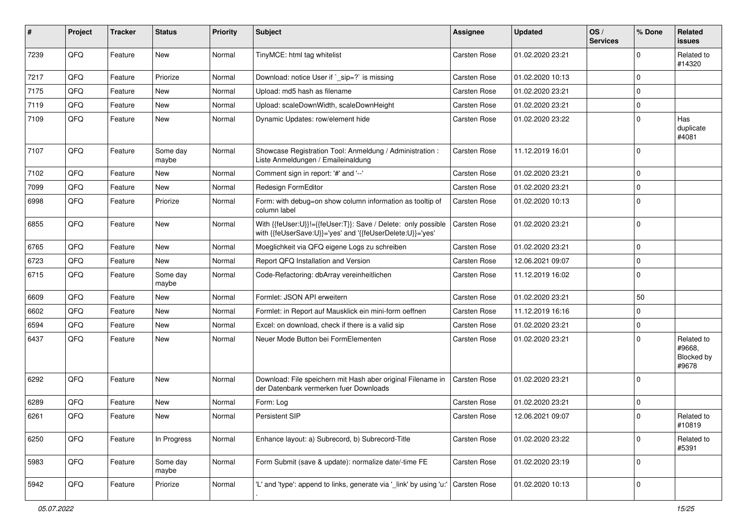| # | Project | Tracker | Status | Priority | Subject | Assignee | Updated | OS / Services | % Done | Related issues |
|---|---|---|---|---|---|---|---|---|---|---|
| 7239 | QFQ | Feature | New | Normal | TinyMCE: html tag whitelist | Carsten Rose | 01.02.2020 23:21 | | 0 | Related to #14320 |
| 7217 | QFQ | Feature | Priorize | Normal | Download: notice User if `_sip=?` is missing | Carsten Rose | 01.02.2020 10:13 | | 0 | |
| 7175 | QFQ | Feature | New | Normal | Upload: md5 hash as filename | Carsten Rose | 01.02.2020 23:21 | | 0 | |
| 7119 | QFQ | Feature | New | Normal | Upload: scaleDownWidth, scaleDownHeight | Carsten Rose | 01.02.2020 23:21 | | 0 | |
| 7109 | QFQ | Feature | New | Normal | Dynamic Updates: row/element hide | Carsten Rose | 01.02.2020 23:22 | | 0 | Has duplicate #4081 |
| 7107 | QFQ | Feature | Some day maybe | Normal | Showcase Registration Tool: Anmeldung / Administration : Liste Anmeldungen / Emaileinaldung | Carsten Rose | 11.12.2019 16:01 | | 0 | |
| 7102 | QFQ | Feature | New | Normal | Comment sign in report: '#' and '--' | Carsten Rose | 01.02.2020 23:21 | | 0 | |
| 7099 | QFQ | Feature | New | Normal | Redesign FormEditor | Carsten Rose | 01.02.2020 23:21 | | 0 | |
| 6998 | QFQ | Feature | Priorize | Normal | Form: with debug=on show column information as tooltip of column label | Carsten Rose | 01.02.2020 10:13 | | 0 | |
| 6855 | QFQ | Feature | New | Normal | With {{feUser:U}}!={{feUser:T}}: Save / Delete: only possible with {{feUserSave:U}}='yes' and '{{feUserDelete:U}}='yes' | Carsten Rose | 01.02.2020 23:21 | | 0 | |
| 6765 | QFQ | Feature | New | Normal | Moeglichkeit via QFQ eigene Logs zu schreiben | Carsten Rose | 01.02.2020 23:21 | | 0 | |
| 6723 | QFQ | Feature | New | Normal | Report QFQ Installation and Version | Carsten Rose | 12.06.2021 09:07 | | 0 | |
| 6715 | QFQ | Feature | Some day maybe | Normal | Code-Refactoring: dbArray vereinheitlichen | Carsten Rose | 11.12.2019 16:02 | | 0 | |
| 6609 | QFQ | Feature | New | Normal | Formlet: JSON API erweitern | Carsten Rose | 01.02.2020 23:21 | | 50 | |
| 6602 | QFQ | Feature | New | Normal | Formlet: in Report auf Mausklick ein mini-form oeffnen | Carsten Rose | 11.12.2019 16:16 | | 0 | |
| 6594 | QFQ | Feature | New | Normal | Excel: on download, check if there is a valid sip | Carsten Rose | 01.02.2020 23:21 | | 0 | |
| 6437 | QFQ | Feature | New | Normal | Neuer Mode Button bei FormElementen | Carsten Rose | 01.02.2020 23:21 | | 0 | Related to #9668, Blocked by #9678 |
| 6292 | QFQ | Feature | New | Normal | Download: File speichern mit Hash aber original Filename in der Datenbank vermerken fuer Downloads | Carsten Rose | 01.02.2020 23:21 | | 0 | |
| 6289 | QFQ | Feature | New | Normal | Form: Log | Carsten Rose | 01.02.2020 23:21 | | 0 | |
| 6261 | QFQ | Feature | New | Normal | Persistent SIP | Carsten Rose | 12.06.2021 09:07 | | 0 | Related to #10819 |
| 6250 | QFQ | Feature | In Progress | Normal | Enhance layout: a) Subrecord, b) Subrecord-Title | Carsten Rose | 01.02.2020 23:22 | | 0 | Related to #5391 |
| 5983 | QFQ | Feature | Some day maybe | Normal | Form Submit (save & update): normalize date/-time FE | Carsten Rose | 01.02.2020 23:19 | | 0 | |
| 5942 | QFQ | Feature | Priorize | Normal | 'L' and 'type': append to links, generate via '_link' by using 'u:' . | Carsten Rose | 01.02.2020 10:13 | | 0 | |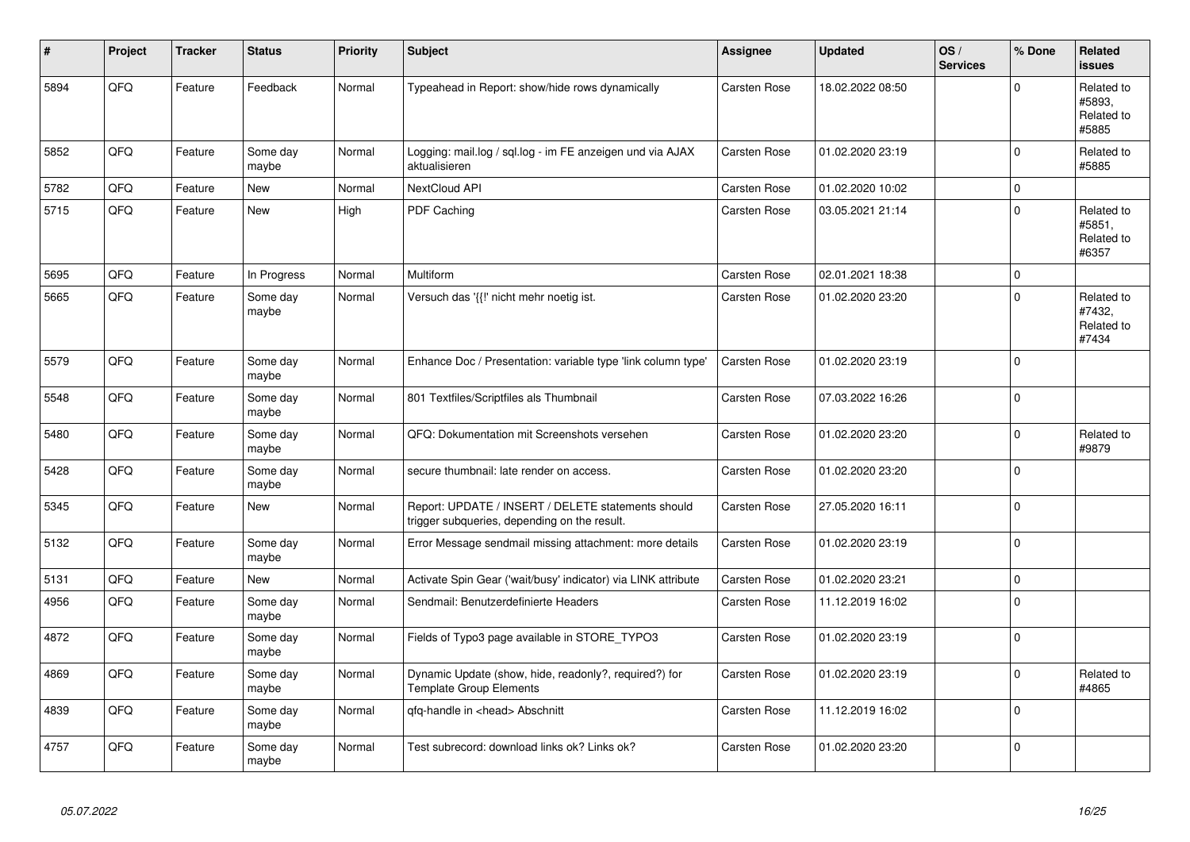| # | Project | Tracker | Status | Priority | Subject | Assignee | Updated | OS / Services | % Done | Related issues |
|---|---|---|---|---|---|---|---|---|---|---|
| 5894 | QFQ | Feature | Feedback | Normal | Typeahead in Report: show/hide rows dynamically | Carsten Rose | 18.02.2022 08:50 | | 0 | Related to #5893, Related to #5885 |
| 5852 | QFQ | Feature | Some day maybe | Normal | Logging: mail.log / sql.log - im FE anzeigen und via AJAX aktualisieren | Carsten Rose | 01.02.2020 23:19 | | 0 | Related to #5885 |
| 5782 | QFQ | Feature | New | Normal | NextCloud API | Carsten Rose | 01.02.2020 10:02 | | 0 | |
| 5715 | QFQ | Feature | New | High | PDF Caching | Carsten Rose | 03.05.2021 21:14 | | 0 | Related to #5851, Related to #6357 |
| 5695 | QFQ | Feature | In Progress | Normal | Multiform | Carsten Rose | 02.01.2021 18:38 | | 0 | |
| 5665 | QFQ | Feature | Some day maybe | Normal | Versuch das '{{!' nicht mehr noetig ist. | Carsten Rose | 01.02.2020 23:20 | | 0 | Related to #7432, Related to #7434 |
| 5579 | QFQ | Feature | Some day maybe | Normal | Enhance Doc / Presentation: variable type 'link column type' | Carsten Rose | 01.02.2020 23:19 | | 0 | |
| 5548 | QFQ | Feature | Some day maybe | Normal | 801 Textfiles/Scriptfiles als Thumbnail | Carsten Rose | 07.03.2022 16:26 | | 0 | |
| 5480 | QFQ | Feature | Some day maybe | Normal | QFQ: Dokumentation mit Screenshots versehen | Carsten Rose | 01.02.2020 23:20 | | 0 | Related to #9879 |
| 5428 | QFQ | Feature | Some day maybe | Normal | secure thumbnail: late render on access. | Carsten Rose | 01.02.2020 23:20 | | 0 | |
| 5345 | QFQ | Feature | New | Normal | Report: UPDATE / INSERT / DELETE statements should trigger subqueries, depending on the result. | Carsten Rose | 27.05.2020 16:11 | | 0 | |
| 5132 | QFQ | Feature | Some day maybe | Normal | Error Message sendmail missing attachment: more details | Carsten Rose | 01.02.2020 23:19 | | 0 | |
| 5131 | QFQ | Feature | New | Normal | Activate Spin Gear ('wait/busy' indicator) via LINK attribute | Carsten Rose | 01.02.2020 23:21 | | 0 | |
| 4956 | QFQ | Feature | Some day maybe | Normal | Sendmail: Benutzerdefinierte Headers | Carsten Rose | 11.12.2019 16:02 | | 0 | |
| 4872 | QFQ | Feature | Some day maybe | Normal | Fields of Typo3 page available in STORE_TYPO3 | Carsten Rose | 01.02.2020 23:19 | | 0 | |
| 4869 | QFQ | Feature | Some day maybe | Normal | Dynamic Update (show, hide, readonly?, required?) for Template Group Elements | Carsten Rose | 01.02.2020 23:19 | | 0 | Related to #4865 |
| 4839 | QFQ | Feature | Some day maybe | Normal | qfq-handle in <head> Abschnitt | Carsten Rose | 11.12.2019 16:02 | | 0 | |
| 4757 | QFQ | Feature | Some day maybe | Normal | Test subrecord: download links ok? Links ok? | Carsten Rose | 01.02.2020 23:20 | | 0 | |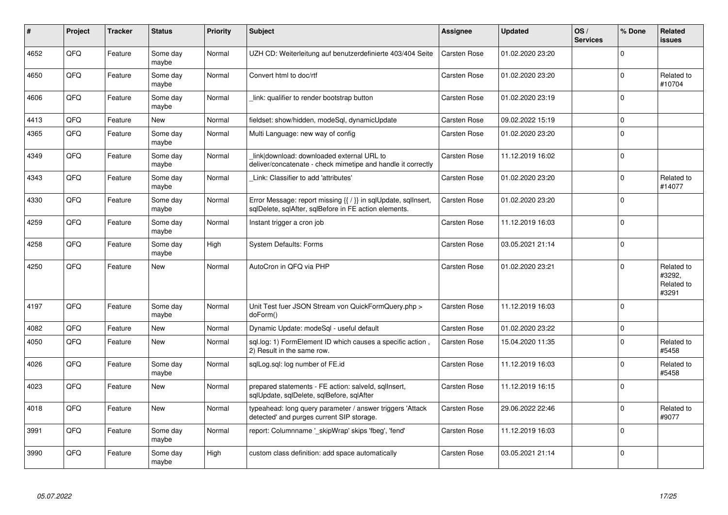| # | Project | Tracker | Status | Priority | Subject | Assignee | Updated | OS / Services | % Done | Related issues |
|---|---|---|---|---|---|---|---|---|---|---|
| 4652 | QFQ | Feature | Some day maybe | Normal | UZH CD: Weiterleitung auf benutzerdefinierte 403/404 Seite | Carsten Rose | 01.02.2020 23:20 | | 0 | |
| 4650 | QFQ | Feature | Some day maybe | Normal | Convert html to doc/rtf | Carsten Rose | 01.02.2020 23:20 | | 0 | Related to #10704 |
| 4606 | QFQ | Feature | Some day maybe | Normal | _link: qualifier to render bootstrap button | Carsten Rose | 01.02.2020 23:19 | | 0 | |
| 4413 | QFQ | Feature | New | Normal | fieldset: show/hidden, modeSql, dynamicUpdate | Carsten Rose | 09.02.2022 15:19 | | 0 | |
| 4365 | QFQ | Feature | Some day maybe | Normal | Multi Language: new way of config | Carsten Rose | 01.02.2020 23:20 | | 0 | |
| 4349 | QFQ | Feature | Some day maybe | Normal | _link\|download: downloaded external URL to deliver/concatenate - check mimetipe and handle it correctly | Carsten Rose | 11.12.2019 16:02 | | 0 | |
| 4343 | QFQ | Feature | Some day maybe | Normal | _Link: Classifier to add 'attributes' | Carsten Rose | 01.02.2020 23:20 | | 0 | Related to #14077 |
| 4330 | QFQ | Feature | Some day maybe | Normal | Error Message: report missing {{ / }} in sqlUpdate, sqlInsert, sqlDelete, sqlAfter, sqlBefore in FE action elements. | Carsten Rose | 01.02.2020 23:20 | | 0 | |
| 4259 | QFQ | Feature | Some day maybe | Normal | Instant trigger a cron job | Carsten Rose | 11.12.2019 16:03 | | 0 | |
| 4258 | QFQ | Feature | Some day maybe | High | System Defaults: Forms | Carsten Rose | 03.05.2021 21:14 | | 0 | |
| 4250 | QFQ | Feature | New | Normal | AutoCron in QFQ via PHP | Carsten Rose | 01.02.2020 23:21 | | 0 | Related to #3292, Related to #3291 |
| 4197 | QFQ | Feature | Some day maybe | Normal | Unit Test fuer JSON Stream von QuickFormQuery.php > doForm() | Carsten Rose | 11.12.2019 16:03 | | 0 | |
| 4082 | QFQ | Feature | New | Normal | Dynamic Update: modeSql - useful default | Carsten Rose | 01.02.2020 23:22 | | 0 | |
| 4050 | QFQ | Feature | New | Normal | sql.log: 1) FormElement ID which causes a specific action , 2) Result in the same row. | Carsten Rose | 15.04.2020 11:35 | | 0 | Related to #5458 |
| 4026 | QFQ | Feature | Some day maybe | Normal | sqlLog.sql: log number of FE.id | Carsten Rose | 11.12.2019 16:03 | | 0 | Related to #5458 |
| 4023 | QFQ | Feature | New | Normal | prepared statements - FE action: salveId, sqlInsert, sqlUpdate, sqlDelete, sqlBefore, sqlAfter | Carsten Rose | 11.12.2019 16:15 | | 0 | |
| 4018 | QFQ | Feature | New | Normal | typeahead: long query parameter / answer triggers 'Attack detected' and purges current SIP storage. | Carsten Rose | 29.06.2022 22:46 | | 0 | Related to #9077 |
| 3991 | QFQ | Feature | Some day maybe | Normal | report: Columnname '_skipWrap' skips 'fbeg', 'fend' | Carsten Rose | 11.12.2019 16:03 | | 0 | |
| 3990 | QFQ | Feature | Some day maybe | High | custom class definition: add space automatically | Carsten Rose | 03.05.2021 21:14 | | 0 | |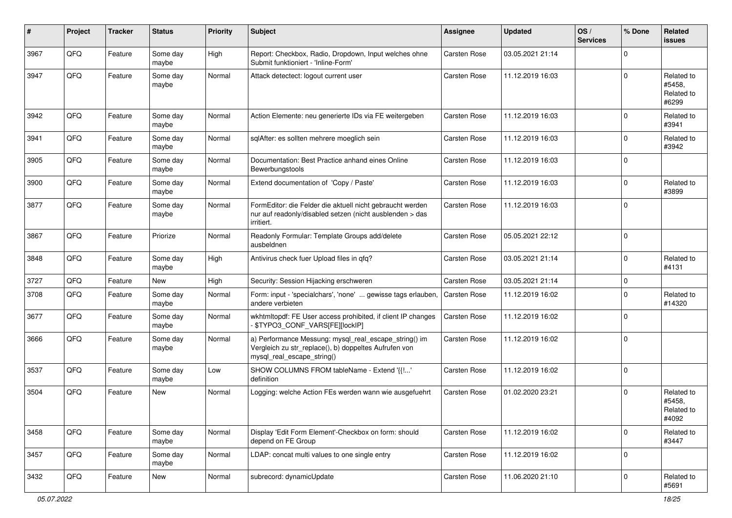| # | Project | Tracker | Status | Priority | Subject | Assignee | Updated | OS / Services | % Done | Related issues |
|---|---|---|---|---|---|---|---|---|---|---|
| 3967 | QFQ | Feature | Some day maybe | High | Report: Checkbox, Radio, Dropdown, Input welches ohne Submit funktioniert - 'Inline-Form' | Carsten Rose | 03.05.2021 21:14 | | 0 | |
| 3947 | QFQ | Feature | Some day maybe | Normal | Attack detectect: logout current user | Carsten Rose | 11.12.2019 16:03 | | 0 | Related to #5458, Related to #6299 |
| 3942 | QFQ | Feature | Some day maybe | Normal | Action Elemente: neu generierte IDs via FE weitergeben | Carsten Rose | 11.12.2019 16:03 | | 0 | Related to #3941 |
| 3941 | QFQ | Feature | Some day maybe | Normal | sqlAfter: es sollten mehrere moeglich sein | Carsten Rose | 11.12.2019 16:03 | | 0 | Related to #3942 |
| 3905 | QFQ | Feature | Some day maybe | Normal | Documentation: Best Practice anhand eines Online Bewerbungstools | Carsten Rose | 11.12.2019 16:03 | | 0 | |
| 3900 | QFQ | Feature | Some day maybe | Normal | Extend documentation of 'Copy / Paste' | Carsten Rose | 11.12.2019 16:03 | | 0 | Related to #3899 |
| 3877 | QFQ | Feature | Some day maybe | Normal | FormEditor: die Felder die aktuell nicht gebraucht werden nur auf readonly/disabled setzen (nicht ausblenden > das irritiert. | Carsten Rose | 11.12.2019 16:03 | | 0 | |
| 3867 | QFQ | Feature | Priorize | Normal | Readonly Formular: Template Groups add/delete ausbeldnen | Carsten Rose | 05.05.2021 22:12 | | 0 | |
| 3848 | QFQ | Feature | Some day maybe | High | Antivirus check fuer Upload files in qfq? | Carsten Rose | 03.05.2021 21:14 | | 0 | Related to #4131 |
| 3727 | QFQ | Feature | New | High | Security: Session Hijacking erschweren | Carsten Rose | 03.05.2021 21:14 | | 0 | |
| 3708 | QFQ | Feature | Some day maybe | Normal | Form: input - 'specialchars', 'none' ... gewisse tags erlauben, andere verbieten | Carsten Rose | 11.12.2019 16:02 | | 0 | Related to #14320 |
| 3677 | QFQ | Feature | Some day maybe | Normal | wkhtmltopdf: FE User access prohibited, if client IP changes - $TYPO3_CONF_VARS[FE][lockIP] | Carsten Rose | 11.12.2019 16:02 | | 0 | |
| 3666 | QFQ | Feature | Some day maybe | Normal | a) Performance Messung: mysql_real_escape_string() im Vergleich zu str_replace(), b) doppeltes Aufrufen von mysql_real_escape_string() | Carsten Rose | 11.12.2019 16:02 | | 0 | |
| 3537 | QFQ | Feature | Some day maybe | Low | SHOW COLUMNS FROM tableName - Extend '{{!...' definition | Carsten Rose | 11.12.2019 16:02 | | 0 | |
| 3504 | QFQ | Feature | New | Normal | Logging: welche Action FEs werden wann wie ausgefuehrt | Carsten Rose | 01.02.2020 23:21 | | 0 | Related to #5458, Related to #4092 |
| 3458 | QFQ | Feature | Some day maybe | Normal | Display 'Edit Form Element'-Checkbox on form: should depend on FE Group | Carsten Rose | 11.12.2019 16:02 | | 0 | Related to #3447 |
| 3457 | QFQ | Feature | Some day maybe | Normal | LDAP: concat multi values to one single entry | Carsten Rose | 11.12.2019 16:02 | | 0 | |
| 3432 | QFQ | Feature | New | Normal | subrecord: dynamicUpdate | Carsten Rose | 11.06.2020 21:10 | | 0 | Related to #5691 |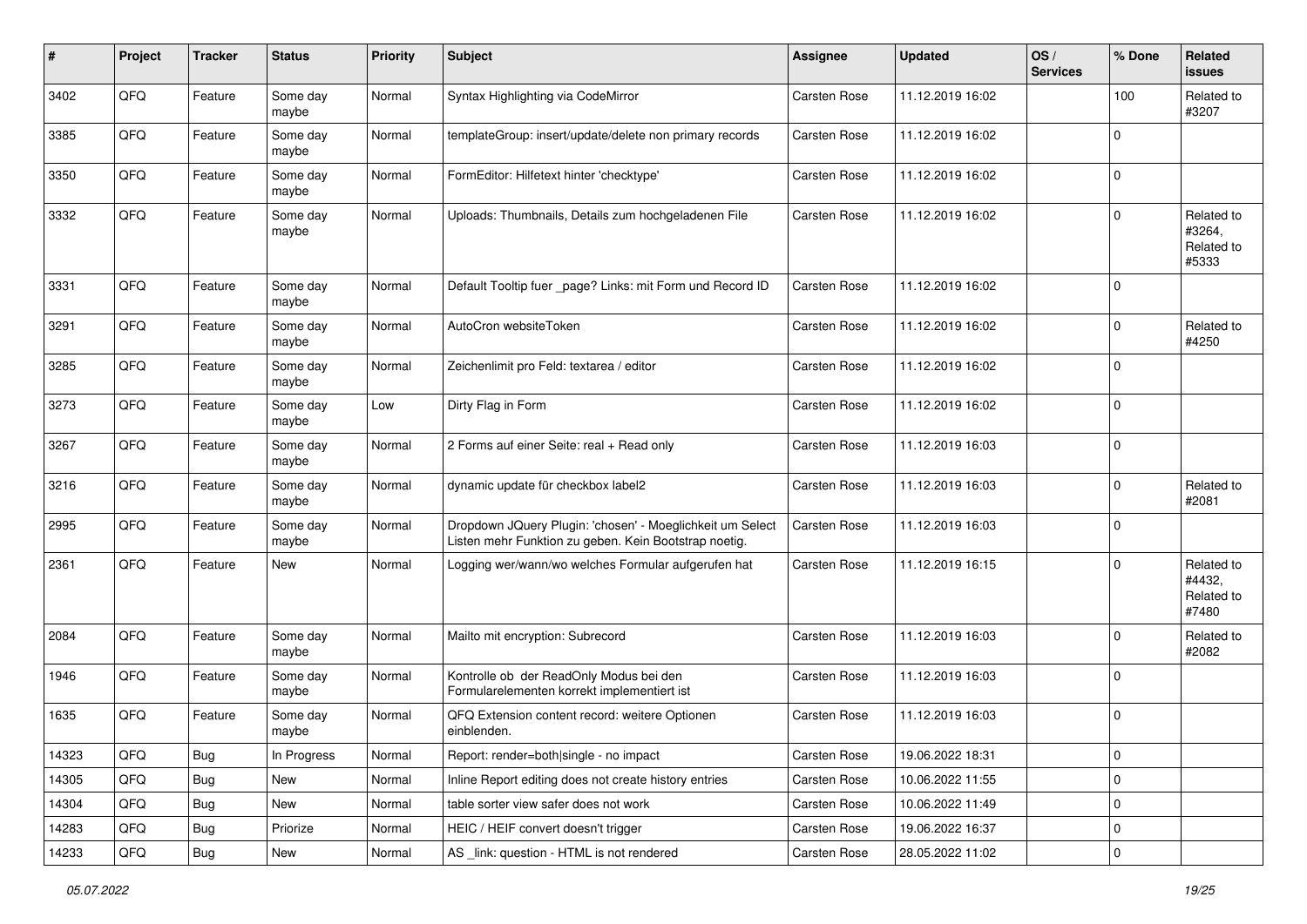| # | Project | Tracker | Status | Priority | Subject | Assignee | Updated | OS / Services | % Done | Related issues |
|---|---|---|---|---|---|---|---|---|---|---|
| 3402 | QFQ | Feature | Some day maybe | Normal | Syntax Highlighting via CodeMirror | Carsten Rose | 11.12.2019 16:02 | | 100 | Related to #3207 |
| 3385 | QFQ | Feature | Some day maybe | Normal | templateGroup: insert/update/delete non primary records | Carsten Rose | 11.12.2019 16:02 | | 0 | |
| 3350 | QFQ | Feature | Some day maybe | Normal | FormEditor: Hilfetext hinter 'checktype' | Carsten Rose | 11.12.2019 16:02 | | 0 | |
| 3332 | QFQ | Feature | Some day maybe | Normal | Uploads: Thumbnails, Details zum hochgeladenen File | Carsten Rose | 11.12.2019 16:02 | | 0 | Related to #3264, Related to #5333 |
| 3331 | QFQ | Feature | Some day maybe | Normal | Default Tooltip fuer _page? Links: mit Form und Record ID | Carsten Rose | 11.12.2019 16:02 | | 0 | |
| 3291 | QFQ | Feature | Some day maybe | Normal | AutoCron websiteToken | Carsten Rose | 11.12.2019 16:02 | | 0 | Related to #4250 |
| 3285 | QFQ | Feature | Some day maybe | Normal | Zeichenlimit pro Feld: textarea / editor | Carsten Rose | 11.12.2019 16:02 | | 0 | |
| 3273 | QFQ | Feature | Some day maybe | Low | Dirty Flag in Form | Carsten Rose | 11.12.2019 16:02 | | 0 | |
| 3267 | QFQ | Feature | Some day maybe | Normal | 2 Forms auf einer Seite: real + Read only | Carsten Rose | 11.12.2019 16:03 | | 0 | |
| 3216 | QFQ | Feature | Some day maybe | Normal | dynamic update für checkbox label2 | Carsten Rose | 11.12.2019 16:03 | | 0 | Related to #2081 |
| 2995 | QFQ | Feature | Some day maybe | Normal | Dropdown JQuery Plugin: 'chosen' - Moeglichkeit um Select Listen mehr Funktion zu geben. Kein Bootstrap noetig. | Carsten Rose | 11.12.2019 16:03 | | 0 | |
| 2361 | QFQ | Feature | New | Normal | Logging wer/wann/wo welches Formular aufgerufen hat | Carsten Rose | 11.12.2019 16:15 | | 0 | Related to #4432, Related to #7480 |
| 2084 | QFQ | Feature | Some day maybe | Normal | Mailto mit encryption: Subrecord | Carsten Rose | 11.12.2019 16:03 | | 0 | Related to #2082 |
| 1946 | QFQ | Feature | Some day maybe | Normal | Kontrolle ob der ReadOnly Modus bei den Formularelementen korrekt implementiert ist | Carsten Rose | 11.12.2019 16:03 | | 0 | |
| 1635 | QFQ | Feature | Some day maybe | Normal | QFQ Extension content record: weitere Optionen einblenden. | Carsten Rose | 11.12.2019 16:03 | | 0 | |
| 14323 | QFQ | Bug | In Progress | Normal | Report: render=both\|single - no impact | Carsten Rose | 19.06.2022 18:31 | | 0 | |
| 14305 | QFQ | Bug | New | Normal | Inline Report editing does not create history entries | Carsten Rose | 10.06.2022 11:55 | | 0 | |
| 14304 | QFQ | Bug | New | Normal | table sorter view safer does not work | Carsten Rose | 10.06.2022 11:49 | | 0 | |
| 14283 | QFQ | Bug | Priorize | Normal | HEIC / HEIF convert doesn't trigger | Carsten Rose | 19.06.2022 16:37 | | 0 | |
| 14233 | QFQ | Bug | New | Normal | AS _link: question - HTML is not rendered | Carsten Rose | 28.05.2022 11:02 | | 0 | |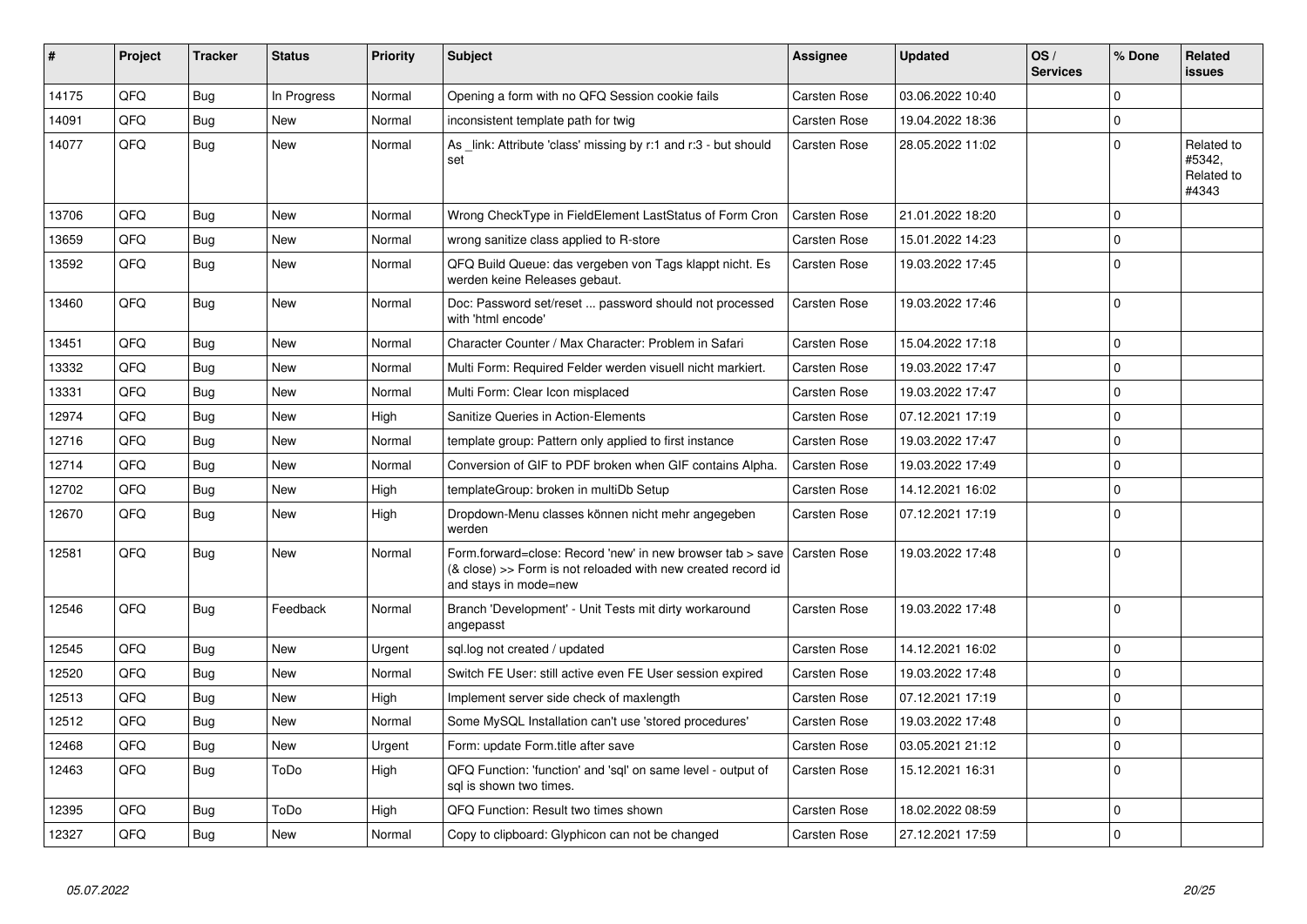| # | Project | Tracker | Status | Priority | Subject | Assignee | Updated | OS / Services | % Done | Related issues |
|---|---|---|---|---|---|---|---|---|---|---|
| 14175 | QFQ | Bug | In Progress | Normal | Opening a form with no QFQ Session cookie fails | Carsten Rose | 03.06.2022 10:40 | | 0 | |
| 14091 | QFQ | Bug | New | Normal | inconsistent template path for twig | Carsten Rose | 19.04.2022 18:36 | | 0 | |
| 14077 | QFQ | Bug | New | Normal | As _link: Attribute 'class' missing by r:1 and r:3 - but should set | Carsten Rose | 28.05.2022 11:02 | | 0 | Related to #5342, Related to #4343 |
| 13706 | QFQ | Bug | New | Normal | Wrong CheckType in FieldElement LastStatus of Form Cron | Carsten Rose | 21.01.2022 18:20 | | 0 | |
| 13659 | QFQ | Bug | New | Normal | wrong sanitize class applied to R-store | Carsten Rose | 15.01.2022 14:23 | | 0 | |
| 13592 | QFQ | Bug | New | Normal | QFQ Build Queue: das vergeben von Tags klappt nicht. Es werden keine Releases gebaut. | Carsten Rose | 19.03.2022 17:45 | | 0 | |
| 13460 | QFQ | Bug | New | Normal | Doc: Password set/reset ... password should not processed with 'html encode' | Carsten Rose | 19.03.2022 17:46 | | 0 | |
| 13451 | QFQ | Bug | New | Normal | Character Counter / Max Character: Problem in Safari | Carsten Rose | 15.04.2022 17:18 | | 0 | |
| 13332 | QFQ | Bug | New | Normal | Multi Form: Required Felder werden visuell nicht markiert. | Carsten Rose | 19.03.2022 17:47 | | 0 | |
| 13331 | QFQ | Bug | New | Normal | Multi Form: Clear Icon misplaced | Carsten Rose | 19.03.2022 17:47 | | 0 | |
| 12974 | QFQ | Bug | New | High | Sanitize Queries in Action-Elements | Carsten Rose | 07.12.2021 17:19 | | 0 | |
| 12716 | QFQ | Bug | New | Normal | template group: Pattern only applied to first instance | Carsten Rose | 19.03.2022 17:47 | | 0 | |
| 12714 | QFQ | Bug | New | Normal | Conversion of GIF to PDF broken when GIF contains Alpha. | Carsten Rose | 19.03.2022 17:49 | | 0 | |
| 12702 | QFQ | Bug | New | High | templateGroup: broken in multiDb Setup | Carsten Rose | 14.12.2021 16:02 | | 0 | |
| 12670 | QFQ | Bug | New | High | Dropdown-Menu classes können nicht mehr angegeben werden | Carsten Rose | 07.12.2021 17:19 | | 0 | |
| 12581 | QFQ | Bug | New | Normal | Form.forward=close: Record 'new' in new browser tab > save (& close) >> Form is not reloaded with new created record id and stays in mode=new | Carsten Rose | 19.03.2022 17:48 | | 0 | |
| 12546 | QFQ | Bug | Feedback | Normal | Branch 'Development' - Unit Tests mit dirty workaround angepasst | Carsten Rose | 19.03.2022 17:48 | | 0 | |
| 12545 | QFQ | Bug | New | Urgent | sql.log not created / updated | Carsten Rose | 14.12.2021 16:02 | | 0 | |
| 12520 | QFQ | Bug | New | Normal | Switch FE User: still active even FE User session expired | Carsten Rose | 19.03.2022 17:48 | | 0 | |
| 12513 | QFQ | Bug | New | High | Implement server side check of maxlength | Carsten Rose | 07.12.2021 17:19 | | 0 | |
| 12512 | QFQ | Bug | New | Normal | Some MySQL Installation can't use 'stored procedures' | Carsten Rose | 19.03.2022 17:48 | | 0 | |
| 12468 | QFQ | Bug | New | Urgent | Form: update Form.title after save | Carsten Rose | 03.05.2021 21:12 | | 0 | |
| 12463 | QFQ | Bug | ToDo | High | QFQ Function: 'function' and 'sql' on same level - output of sql is shown two times. | Carsten Rose | 15.12.2021 16:31 | | 0 | |
| 12395 | QFQ | Bug | ToDo | High | QFQ Function: Result two times shown | Carsten Rose | 18.02.2022 08:59 | | 0 | |
| 12327 | QFQ | Bug | New | Normal | Copy to clipboard: Glyphicon can not be changed | Carsten Rose | 27.12.2021 17:59 | | 0 | |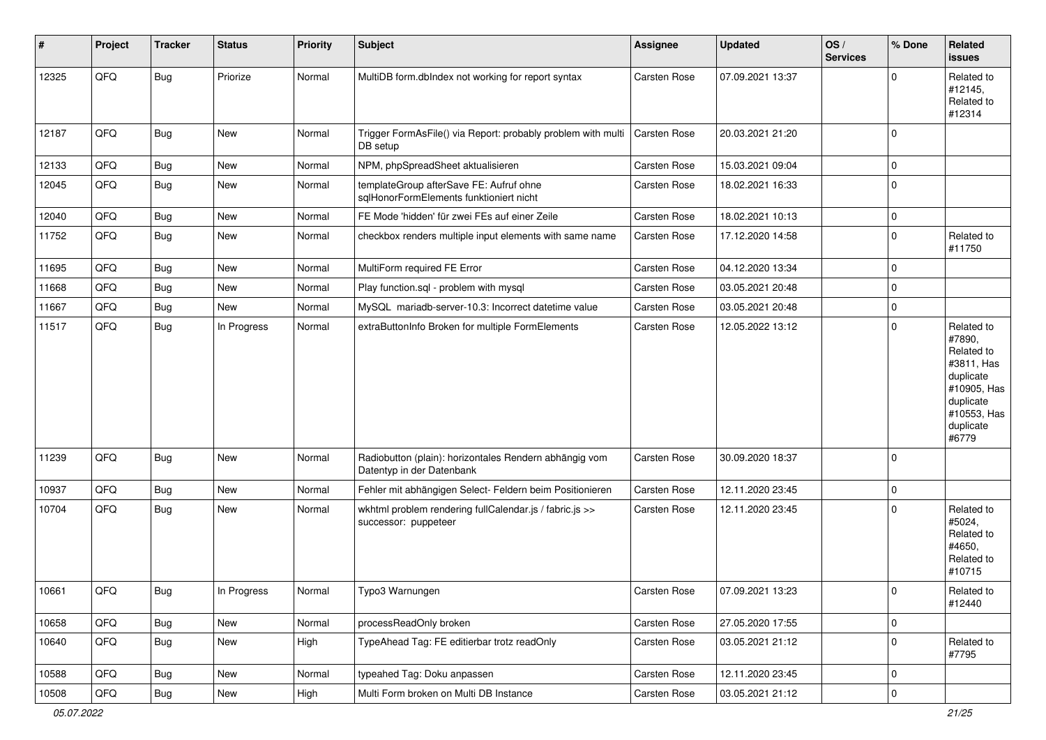| # | Project | Tracker | Status | Priority | Subject | Assignee | Updated | OS / Services | % Done | Related issues |
|---|---|---|---|---|---|---|---|---|---|---|
| 12325 | QFQ | Bug | Priorize | Normal | MultiDB form.dbIndex not working for report syntax | Carsten Rose | 07.09.2021 13:37 | | 0 | Related to #12145, Related to #12314 |
| 12187 | QFQ | Bug | New | Normal | Trigger FormAsFile() via Report: probably problem with multi DB setup | Carsten Rose | 20.03.2021 21:20 | | 0 | |
| 12133 | QFQ | Bug | New | Normal | NPM, phpSpreadSheet aktualisieren | Carsten Rose | 15.03.2021 09:04 | | 0 | |
| 12045 | QFQ | Bug | New | Normal | templateGroup afterSave FE: Aufruf ohne sqlHonorFormElements funktioniert nicht | Carsten Rose | 18.02.2021 16:33 | | 0 | |
| 12040 | QFQ | Bug | New | Normal | FE Mode 'hidden' für zwei FEs auf einer Zeile | Carsten Rose | 18.02.2021 10:13 | | 0 | |
| 11752 | QFQ | Bug | New | Normal | checkbox renders multiple input elements with same name | Carsten Rose | 17.12.2020 14:58 | | 0 | Related to #11750 |
| 11695 | QFQ | Bug | New | Normal | MultiForm required FE Error | Carsten Rose | 04.12.2020 13:34 | | 0 | |
| 11668 | QFQ | Bug | New | Normal | Play function.sql - problem with mysql | Carsten Rose | 03.05.2021 20:48 | | 0 | |
| 11667 | QFQ | Bug | New | Normal | MySQL mariadb-server-10.3: Incorrect datetime value | Carsten Rose | 03.05.2021 20:48 | | 0 | |
| 11517 | QFQ | Bug | In Progress | Normal | extraButtonInfo Broken for multiple FormElements | Carsten Rose | 12.05.2022 13:12 | | 0 | Related to #7890, Related to #3811, Has duplicate #10905, Has duplicate #10553, Has duplicate #6779 |
| 11239 | QFQ | Bug | New | Normal | Radiobutton (plain): horizontales Rendern abhängig vom Datentyp in der Datenbank | Carsten Rose | 30.09.2020 18:37 | | 0 | |
| 10937 | QFQ | Bug | New | Normal | Fehler mit abhängigen Select- Feldern beim Positionieren | Carsten Rose | 12.11.2020 23:45 | | 0 | |
| 10704 | QFQ | Bug | New | Normal | wkhtml problem rendering fullCalendar.js / fabric.js >> successor: puppeteer | Carsten Rose | 12.11.2020 23:45 | | 0 | Related to #5024, Related to #4650, Related to #10715 |
| 10661 | QFQ | Bug | In Progress | Normal | Typo3 Warnungen | Carsten Rose | 07.09.2021 13:23 | | 0 | Related to #12440 |
| 10658 | QFQ | Bug | New | Normal | processReadOnly broken | Carsten Rose | 27.05.2020 17:55 | | 0 | |
| 10640 | QFQ | Bug | New | High | TypeAhead Tag: FE editierbar trotz readOnly | Carsten Rose | 03.05.2021 21:12 | | 0 | Related to #7795 |
| 10588 | QFQ | Bug | New | Normal | typeahed Tag: Doku anpassen | Carsten Rose | 12.11.2020 23:45 | | 0 | |
| 10508 | QFQ | Bug | New | High | Multi Form broken on Multi DB Instance | Carsten Rose | 03.05.2021 21:12 | | 0 | |

*05.07.2022*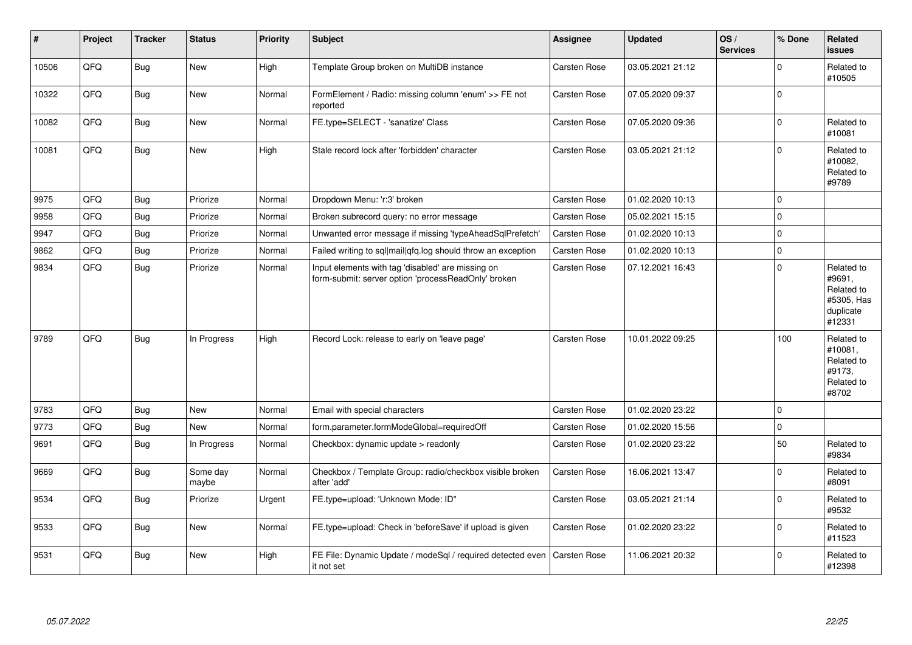| # | Project | Tracker | Status | Priority | Subject | Assignee | Updated | OS / Services | % Done | Related issues |
|---|---|---|---|---|---|---|---|---|---|---|
| 10506 | QFQ | Bug | New | High | Template Group broken on MultiDB instance | Carsten Rose | 03.05.2021 21:12 | | 0 | Related to #10505 |
| 10322 | QFQ | Bug | New | Normal | FormElement / Radio: missing column 'enum' >> FE not reported | Carsten Rose | 07.05.2020 09:37 | | 0 | |
| 10082 | QFQ | Bug | New | Normal | FE.type=SELECT - 'sanatize' Class | Carsten Rose | 07.05.2020 09:36 | | 0 | Related to #10081 |
| 10081 | QFQ | Bug | New | High | Stale record lock after 'forbidden' character | Carsten Rose | 03.05.2021 21:12 | | 0 | Related to #10082, Related to #9789 |
| 9975 | QFQ | Bug | Priorize | Normal | Dropdown Menu: 'r:3' broken | Carsten Rose | 01.02.2020 10:13 | | 0 | |
| 9958 | QFQ | Bug | Priorize | Normal | Broken subrecord query: no error message | Carsten Rose | 05.02.2021 15:15 | | 0 | |
| 9947 | QFQ | Bug | Priorize | Normal | Unwanted error message if missing 'typeAheadSqlPrefetch' | Carsten Rose | 01.02.2020 10:13 | | 0 | |
| 9862 | QFQ | Bug | Priorize | Normal | Failed writing to sql|mail|qfq.log should throw an exception | Carsten Rose | 01.02.2020 10:13 | | 0 | |
| 9834 | QFQ | Bug | Priorize | Normal | Input elements with tag 'disabled' are missing on form-submit: server option 'processReadOnly' broken | Carsten Rose | 07.12.2021 16:43 | | 0 | Related to #9691, Related to #5305, Has duplicate #12331 |
| 9789 | QFQ | Bug | In Progress | High | Record Lock: release to early on 'leave page' | Carsten Rose | 10.01.2022 09:25 | | 100 | Related to #10081, Related to #9173, Related to #8702 |
| 9783 | QFQ | Bug | New | Normal | Email with special characters | Carsten Rose | 01.02.2020 23:22 | | 0 | |
| 9773 | QFQ | Bug | New | Normal | form.parameter.formModeGlobal=requiredOff | Carsten Rose | 01.02.2020 15:56 | | 0 | |
| 9691 | QFQ | Bug | In Progress | Normal | Checkbox: dynamic update > readonly | Carsten Rose | 01.02.2020 23:22 | | 50 | Related to #9834 |
| 9669 | QFQ | Bug | Some day maybe | Normal | Checkbox / Template Group: radio/checkbox visible broken after 'add' | Carsten Rose | 16.06.2021 13:47 | | 0 | Related to #8091 |
| 9534 | QFQ | Bug | Priorize | Urgent | FE.type=upload: 'Unknown Mode: ID" | Carsten Rose | 03.05.2021 21:14 | | 0 | Related to #9532 |
| 9533 | QFQ | Bug | New | Normal | FE.type=upload: Check in 'beforeSave' if upload is given | Carsten Rose | 01.02.2020 23:22 | | 0 | Related to #11523 |
| 9531 | QFQ | Bug | New | High | FE File: Dynamic Update / modeSql / required detected even it not set | Carsten Rose | 11.06.2021 20:32 | | 0 | Related to #12398 |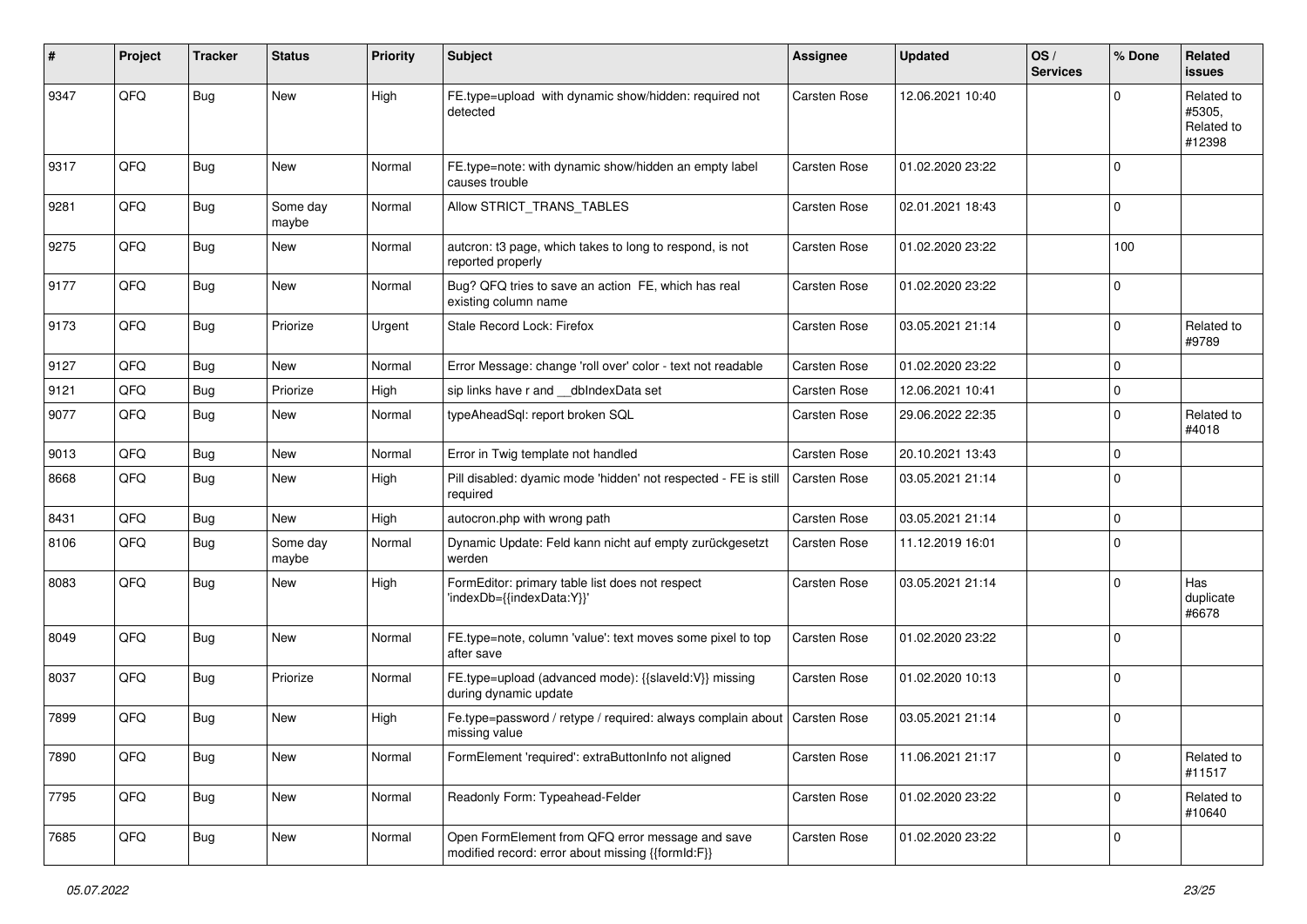| # | Project | Tracker | Status | Priority | Subject | Assignee | Updated | OS / Services | % Done | Related issues |
|---|---|---|---|---|---|---|---|---|---|---|
| 9347 | QFQ | Bug | New | High | FE.type=upload with dynamic show/hidden: required not detected | Carsten Rose | 12.06.2021 10:40 | | 0 | Related to #5305, Related to #12398 |
| 9317 | QFQ | Bug | New | Normal | FE.type=note: with dynamic show/hidden an empty label causes trouble | Carsten Rose | 01.02.2020 23:22 | | 0 | |
| 9281 | QFQ | Bug | Some day maybe | Normal | Allow STRICT_TRANS_TABLES | Carsten Rose | 02.01.2021 18:43 | | 0 | |
| 9275 | QFQ | Bug | New | Normal | autcron: t3 page, which takes to long to respond, is not reported properly | Carsten Rose | 01.02.2020 23:22 | | 100 | |
| 9177 | QFQ | Bug | New | Normal | Bug? QFQ tries to save an action FE, which has real existing column name | Carsten Rose | 01.02.2020 23:22 | | 0 | |
| 9173 | QFQ | Bug | Priorize | Urgent | Stale Record Lock: Firefox | Carsten Rose | 03.05.2021 21:14 | | 0 | Related to #9789 |
| 9127 | QFQ | Bug | New | Normal | Error Message: change 'roll over' color - text not readable | Carsten Rose | 01.02.2020 23:22 | | 0 | |
| 9121 | QFQ | Bug | Priorize | High | sip links have r and __dbIndexData set | Carsten Rose | 12.06.2021 10:41 | | 0 | |
| 9077 | QFQ | Bug | New | Normal | typeAheadSql: report broken SQL | Carsten Rose | 29.06.2022 22:35 | | 0 | Related to #4018 |
| 9013 | QFQ | Bug | New | Normal | Error in Twig template not handled | Carsten Rose | 20.10.2021 13:43 | | 0 | |
| 8668 | QFQ | Bug | New | High | Pill disabled: dyamic mode 'hidden' not respected - FE is still required | Carsten Rose | 03.05.2021 21:14 | | 0 | |
| 8431 | QFQ | Bug | New | High | autocron.php with wrong path | Carsten Rose | 03.05.2021 21:14 | | 0 | |
| 8106 | QFQ | Bug | Some day maybe | Normal | Dynamic Update: Feld kann nicht auf empty zurückgesetzt werden | Carsten Rose | 11.12.2019 16:01 | | 0 | |
| 8083 | QFQ | Bug | New | High | FormEditor: primary table list does not respect 'indexDb={{indexData:Y}}' | Carsten Rose | 03.05.2021 21:14 | | 0 | Has duplicate #6678 |
| 8049 | QFQ | Bug | New | Normal | FE.type=note, column 'value': text moves some pixel to top after save | Carsten Rose | 01.02.2020 23:22 | | 0 | |
| 8037 | QFQ | Bug | Priorize | Normal | FE.type=upload (advanced mode): {{slaveId:V}} missing during dynamic update | Carsten Rose | 01.02.2020 10:13 | | 0 | |
| 7899 | QFQ | Bug | New | High | Fe.type=password / retype / required: always complain about missing value | Carsten Rose | 03.05.2021 21:14 | | 0 | |
| 7890 | QFQ | Bug | New | Normal | FormElement 'required': extraButtonInfo not aligned | Carsten Rose | 11.06.2021 21:17 | | 0 | Related to #11517 |
| 7795 | QFQ | Bug | New | Normal | Readonly Form: Typeahead-Felder | Carsten Rose | 01.02.2020 23:22 | | 0 | Related to #10640 |
| 7685 | QFQ | Bug | New | Normal | Open FormElement from QFQ error message and save modified record: error about missing {{formId:F}} | Carsten Rose | 01.02.2020 23:22 | | 0 | |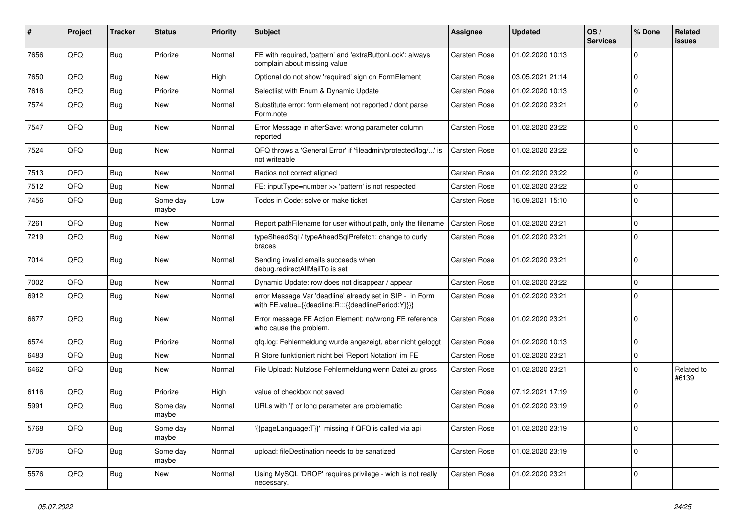| # | Project | Tracker | Status | Priority | Subject | Assignee | Updated | OS / Services | % Done | Related issues |
|---|---|---|---|---|---|---|---|---|---|---|
| 7656 | QFQ | Bug | Priorize | Normal | FE with required, 'pattern' and 'extraButtonLock': always complain about missing value | Carsten Rose | 01.02.2020 10:13 | | 0 | |
| 7650 | QFQ | Bug | New | High | Optional do not show 'required' sign on FormElement | Carsten Rose | 03.05.2021 21:14 | | 0 | |
| 7616 | QFQ | Bug | Priorize | Normal | Selectlist with Enum & Dynamic Update | Carsten Rose | 01.02.2020 10:13 | | 0 | |
| 7574 | QFQ | Bug | New | Normal | Substitute error: form element not reported / dont parse Form.note | Carsten Rose | 01.02.2020 23:21 | | 0 | |
| 7547 | QFQ | Bug | New | Normal | Error Message in afterSave: wrong parameter column reported | Carsten Rose | 01.02.2020 23:22 | | 0 | |
| 7524 | QFQ | Bug | New | Normal | QFQ throws a 'General Error' if 'fileadmin/protected/log/...' is not writeable | Carsten Rose | 01.02.2020 23:22 | | 0 | |
| 7513 | QFQ | Bug | New | Normal | Radios not correct aligned | Carsten Rose | 01.02.2020 23:22 | | 0 | |
| 7512 | QFQ | Bug | New | Normal | FE: inputType=number >> 'pattern' is not respected | Carsten Rose | 01.02.2020 23:22 | | 0 | |
| 7456 | QFQ | Bug | Some day maybe | Low | Todos in Code: solve or make ticket | Carsten Rose | 16.09.2021 15:10 | | 0 | |
| 7261 | QFQ | Bug | New | Normal | Report pathFilename for user without path, only the filename | Carsten Rose | 01.02.2020 23:21 | | 0 | |
| 7219 | QFQ | Bug | New | Normal | typeSheadSql / typeAheadSqlPrefetch: change to curly braces | Carsten Rose | 01.02.2020 23:21 | | 0 | |
| 7014 | QFQ | Bug | New | Normal | Sending invalid emails succeeds when debug.redirectAllMailTo is set | Carsten Rose | 01.02.2020 23:21 | | 0 | |
| 7002 | QFQ | Bug | New | Normal | Dynamic Update: row does not disappear / appear | Carsten Rose | 01.02.2020 23:22 | | 0 | |
| 6912 | QFQ | Bug | New | Normal | error Message Var 'deadline' already set in SIP - in Form with FE.value={{deadline:R:::{{deadlinePeriod:Y}}}} | Carsten Rose | 01.02.2020 23:21 | | 0 | |
| 6677 | QFQ | Bug | New | Normal | Error message FE Action Element: no/wrong FE reference who cause the problem. | Carsten Rose | 01.02.2020 23:21 | | 0 | |
| 6574 | QFQ | Bug | Priorize | Normal | qfq.log: Fehlermeldung wurde angezeigt, aber nicht geloggt | Carsten Rose | 01.02.2020 10:13 | | 0 | |
| 6483 | QFQ | Bug | New | Normal | R Store funktioniert nicht bei 'Report Notation' im FE | Carsten Rose | 01.02.2020 23:21 | | 0 | |
| 6462 | QFQ | Bug | New | Normal | File Upload: Nutzlose Fehlermeldung wenn Datei zu gross | Carsten Rose | 01.02.2020 23:21 | | 0 | Related to #6139 |
| 6116 | QFQ | Bug | Priorize | High | value of checkbox not saved | Carsten Rose | 07.12.2021 17:19 | | 0 | |
| 5991 | QFQ | Bug | Some day maybe | Normal | URLs with '|' or long parameter are problematic | Carsten Rose | 01.02.2020 23:19 | | 0 | |
| 5768 | QFQ | Bug | Some day maybe | Normal | '{{pageLanguage:T}}' missing if QFQ is called via api | Carsten Rose | 01.02.2020 23:19 | | 0 | |
| 5706 | QFQ | Bug | Some day maybe | Normal | upload: fileDestination needs to be sanatized | Carsten Rose | 01.02.2020 23:19 | | 0 | |
| 5576 | QFQ | Bug | New | Normal | Using MySQL 'DROP' requires privilege - wich is not really necessary. | Carsten Rose | 01.02.2020 23:21 | | 0 | |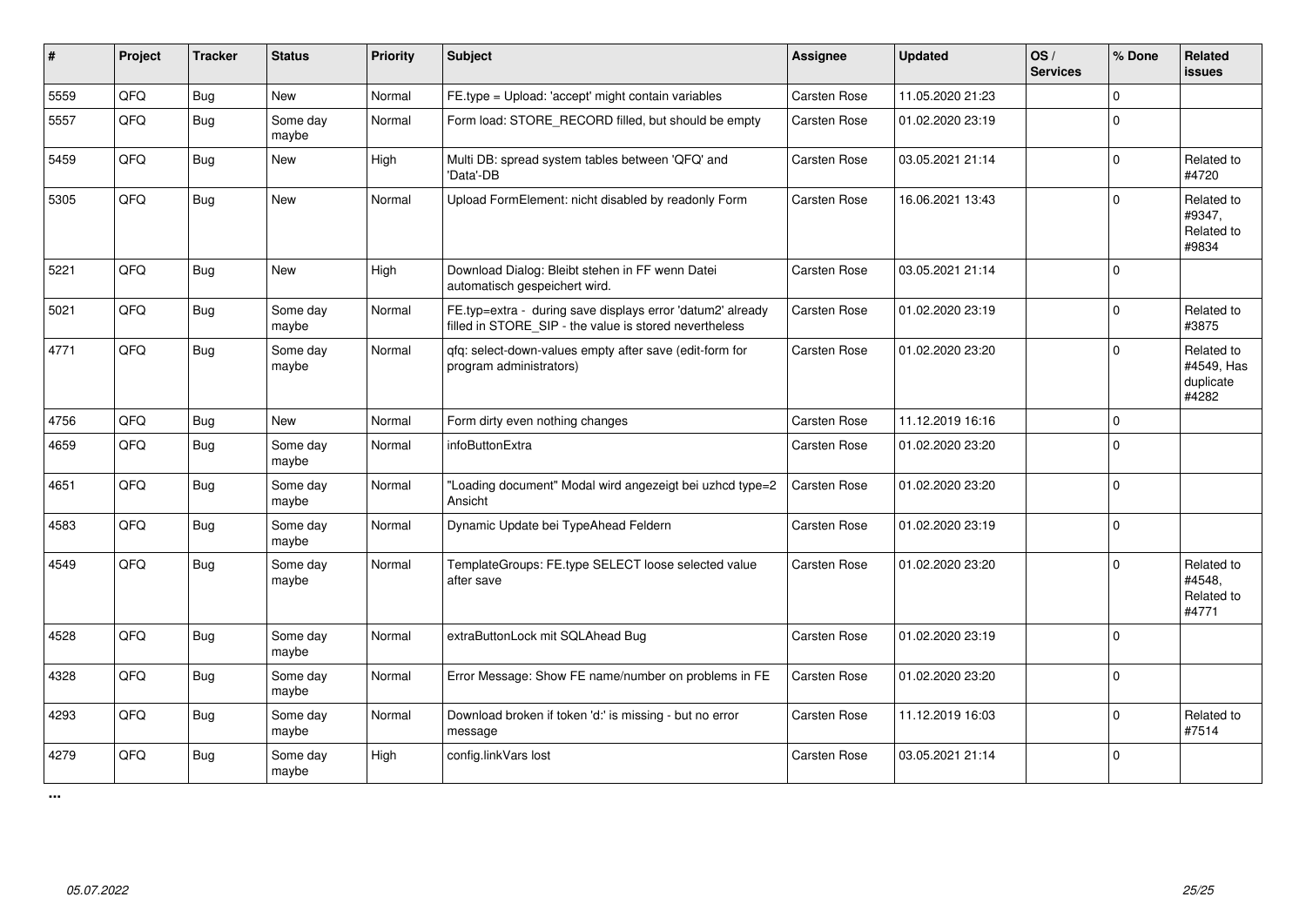| # | Project | Tracker | Status | Priority | Subject | Assignee | Updated | OS / Services | % Done | Related issues |
|---|---|---|---|---|---|---|---|---|---|---|
| 5559 | QFQ | Bug | New | Normal | FE.type = Upload: 'accept' might contain variables | Carsten Rose | 11.05.2020 21:23 | | 0 | |
| 5557 | QFQ | Bug | Some day maybe | Normal | Form load: STORE_RECORD filled, but should be empty | Carsten Rose | 01.02.2020 23:19 | | 0 | |
| 5459 | QFQ | Bug | New | High | Multi DB: spread system tables between 'QFQ' and 'Data'-DB | Carsten Rose | 03.05.2021 21:14 | | 0 | Related to #4720 |
| 5305 | QFQ | Bug | New | Normal | Upload FormElement: nicht disabled by readonly Form | Carsten Rose | 16.06.2021 13:43 | | 0 | Related to #9347, Related to #9834 |
| 5221 | QFQ | Bug | New | High | Download Dialog: Bleibt stehen in FF wenn Datei automatisch gespeichert wird. | Carsten Rose | 03.05.2021 21:14 | | 0 | |
| 5021 | QFQ | Bug | Some day maybe | Normal | FE.typ=extra - during save displays error 'datum2' already filled in STORE_SIP - the value is stored nevertheless | Carsten Rose | 01.02.2020 23:19 | | 0 | Related to #3875 |
| 4771 | QFQ | Bug | Some day maybe | Normal | qfq: select-down-values empty after save (edit-form for program administrators) | Carsten Rose | 01.02.2020 23:20 | | 0 | Related to #4549, Has duplicate #4282 |
| 4756 | QFQ | Bug | New | Normal | Form dirty even nothing changes | Carsten Rose | 11.12.2019 16:16 | | 0 | |
| 4659 | QFQ | Bug | Some day maybe | Normal | infoButtonExtra | Carsten Rose | 01.02.2020 23:20 | | 0 | |
| 4651 | QFQ | Bug | Some day maybe | Normal | "Loading document" Modal wird angezeigt bei uzhcd type=2 Ansicht | Carsten Rose | 01.02.2020 23:20 | | 0 | |
| 4583 | QFQ | Bug | Some day maybe | Normal | Dynamic Update bei TypeAhead Feldern | Carsten Rose | 01.02.2020 23:19 | | 0 | |
| 4549 | QFQ | Bug | Some day maybe | Normal | TemplateGroups: FE.type SELECT loose selected value after save | Carsten Rose | 01.02.2020 23:20 | | 0 | Related to #4548, Related to #4771 |
| 4528 | QFQ | Bug | Some day maybe | Normal | extraButtonLock mit SQLAhead Bug | Carsten Rose | 01.02.2020 23:19 | | 0 | |
| 4328 | QFQ | Bug | Some day maybe | Normal | Error Message: Show FE name/number on problems in FE | Carsten Rose | 01.02.2020 23:20 | | 0 | |
| 4293 | QFQ | Bug | Some day maybe | Normal | Download broken if token 'd:' is missing - but no error message | Carsten Rose | 11.12.2019 16:03 | | 0 | Related to #7514 |
| 4279 | QFQ | Bug | Some day maybe | High | config.linkVars lost | Carsten Rose | 03.05.2021 21:14 | | 0 | |

...